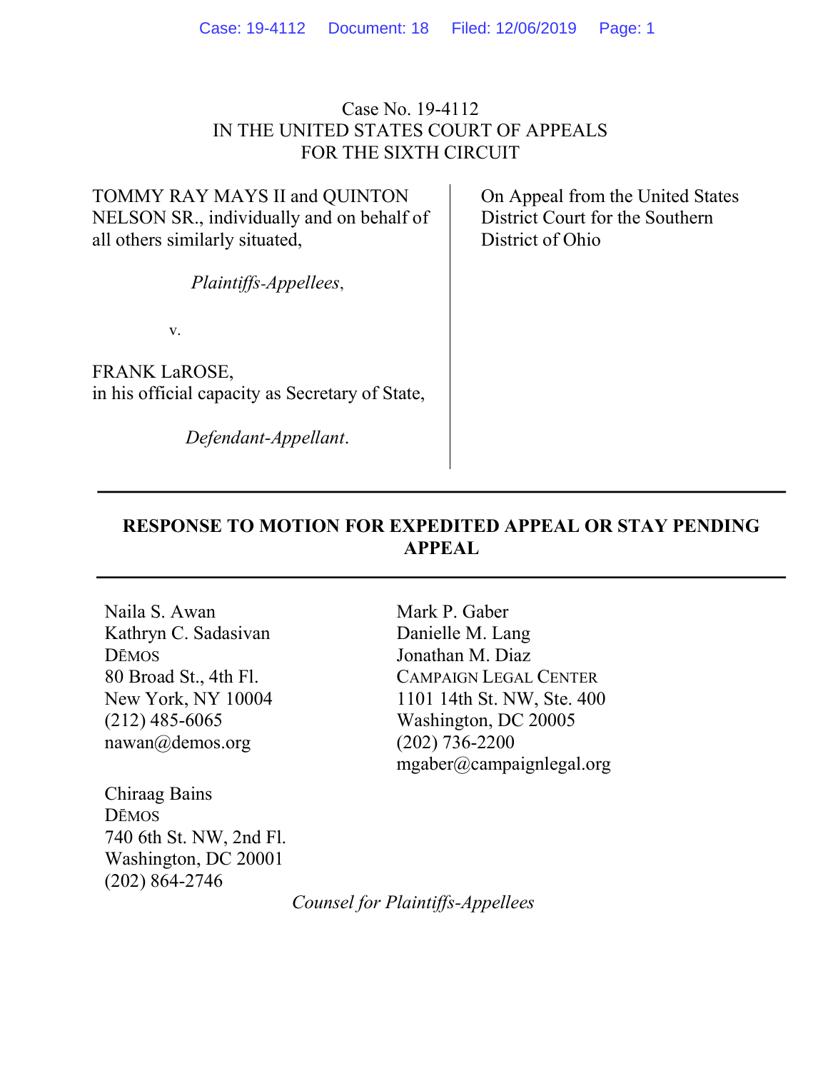Case No. 19-4112
IN THE UNITED STATES COURT OF APPEALS
FOR THE SIXTH CIRCUIT

TOMMY RAY MAYS II and QUINTON NELSON SR., individually and on behalf of all others similarly situated,

*Plaintiffs-Appellees*,

v.

FRANK LaROSE,
in his official capacity as Secretary of State,

*Defendant-Appellant*.

On Appeal from the United States District Court for the Southern District of Ohio

---

**RESPONSE TO MOTION FOR EXPEDITED APPEAL OR STAY PENDING APPEAL**

---

Naila S. Awan
Kathryn C. Sadasivan
DĒMOS
80 Broad St., 4th Fl.
New York, NY 10004
(212) 485-6065
nawan@demos.org

Chiraag Bains
DĒMOS
740 6th St. NW, 2nd Fl.
Washington, DC 20001
(202) 864-2746

Mark P. Gaber
Danielle M. Lang
Jonathan M. Diaz
CAMPAIGN LEGAL CENTER
1101 14th St. NW, Ste. 400
Washington, DC 20005
(202) 736-2200
mgaber@campaignlegal.org

*Counsel for Plaintiffs-Appellees*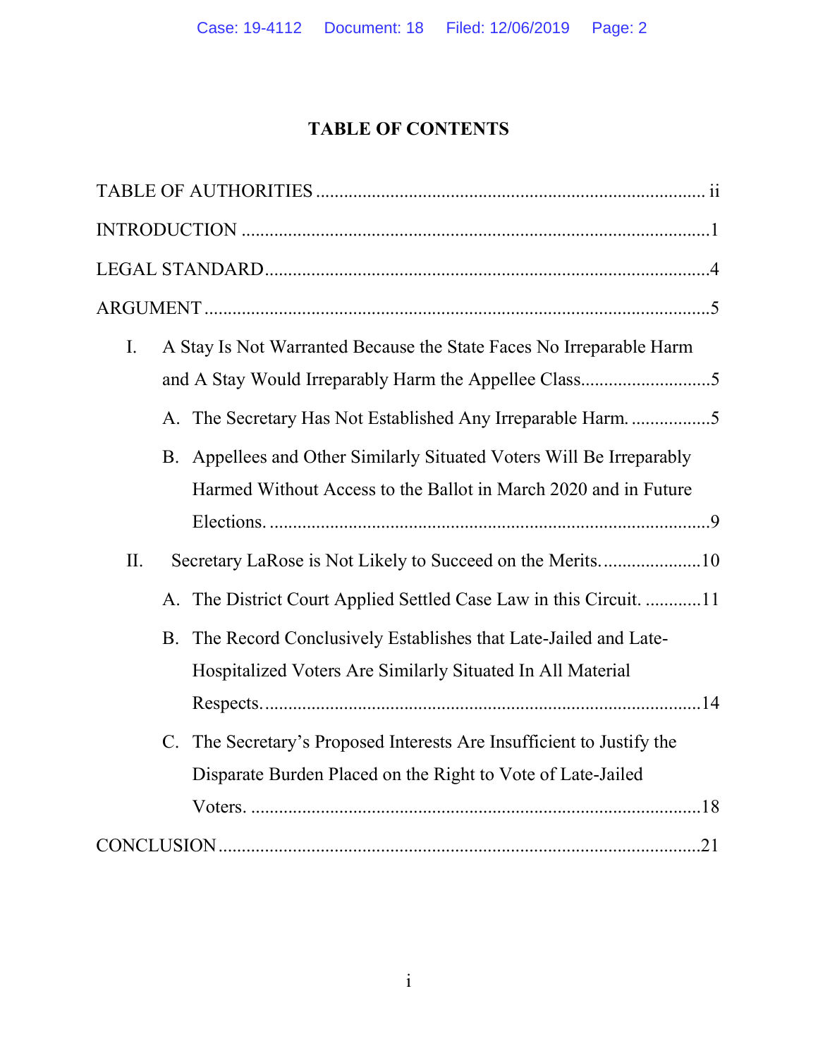# TABLE OF CONTENTS

TABLE OF AUTHORITIES ..................................................................................... ii

INTRODUCTION ..................................................................................................1

LEGAL STANDARD..............................................................................................4

ARGUMENT ..........................................................................................................5

I. A Stay Is Not Warranted Because the State Faces No Irreparable Harm and A Stay Would Irreparably Harm the Appellee Class............................5

   A. The Secretary Has Not Established Any Irreparable Harm. .................5

   B. Appellees and Other Similarly Situated Voters Will Be Irreparably Harmed Without Access to the Ballot in March 2020 and in Future Elections. ..........................................................................................9

II. Secretary LaRose is Not Likely to Succeed on the Merits......................10

   A. The District Court Applied Settled Case Law in this Circuit. ............11

   B. The Record Conclusively Establishes that Late-Jailed and Late-Hospitalized Voters Are Similarly Situated In All Material Respects. .........................................................................................14

   C. The Secretary's Proposed Interests Are Insufficient to Justify the Disparate Burden Placed on the Right to Vote of Late-Jailed Voters. ..............................................................................................18

CONCLUSION ....................................................................................................21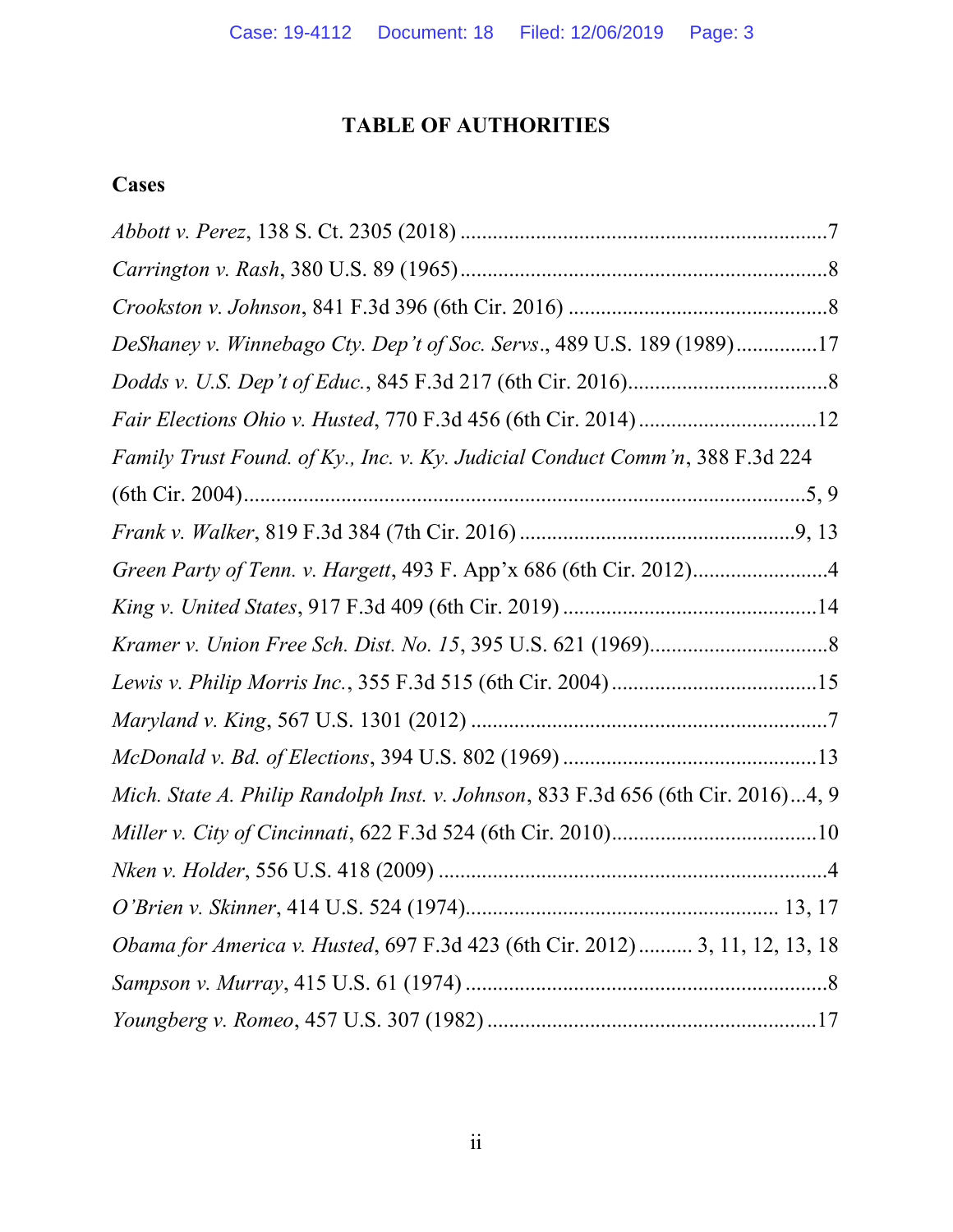# TABLE OF AUTHORITIES

## Cases

*Abbott v. Perez*, 138 S. Ct. 2305 (2018) ....................................................................7

*Carrington v. Rash*, 380 U.S. 89 (1965)....................................................................8

*Crookston v. Johnson*, 841 F.3d 396 (6th Cir. 2016) ................................................8

*DeShaney v. Winnebago Cty. Dep't of Soc. Servs*., 489 U.S. 189 (1989)...............17

*Dodds v. U.S. Dep't of Educ.*, 845 F.3d 217 (6th Cir. 2016).....................................8

*Fair Elections Ohio v. Husted*, 770 F.3d 456 (6th Cir. 2014) .................................12

*Family Trust Found. of Ky., Inc. v. Ky. Judicial Conduct Comm'n*, 388 F.3d 224 (6th Cir. 2004)........................................................................................................5, 9

*Frank v. Walker*, 819 F.3d 384 (7th Cir. 2016) ...................................................9, 13

*Green Party of Tenn. v. Hargett*, 493 F. App'x 686 (6th Cir. 2012).........................4

*King v. United States*, 917 F.3d 409 (6th Cir. 2019) ...............................................14

*Kramer v. Union Free Sch. Dist. No. 15*, 395 U.S. 621 (1969).................................8

*Lewis v. Philip Morris Inc.*, 355 F.3d 515 (6th Cir. 2004) ......................................15

*Maryland v. King*, 567 U.S. 1301 (2012) ..................................................................7

*McDonald v. Bd. of Elections*, 394 U.S. 802 (1969) ...............................................13

*Mich. State A. Philip Randolph Inst. v. Johnson*, 833 F.3d 656 (6th Cir. 2016)...4, 9

*Miller v. City of Cincinnati*, 622 F.3d 524 (6th Cir. 2010)......................................10

*Nken v. Holder*, 556 U.S. 418 (2009) .......................................................................4

*O'Brien v. Skinner*, 414 U.S. 524 (1974)......................................................... 13, 17

*Obama for America v. Husted*, 697 F.3d 423 (6th Cir. 2012) .......... 3, 11, 12, 13, 18

*Sampson v. Murray*, 415 U.S. 61 (1974) ...................................................................8

*Youngberg v. Romeo*, 457 U.S. 307 (1982) .............................................................17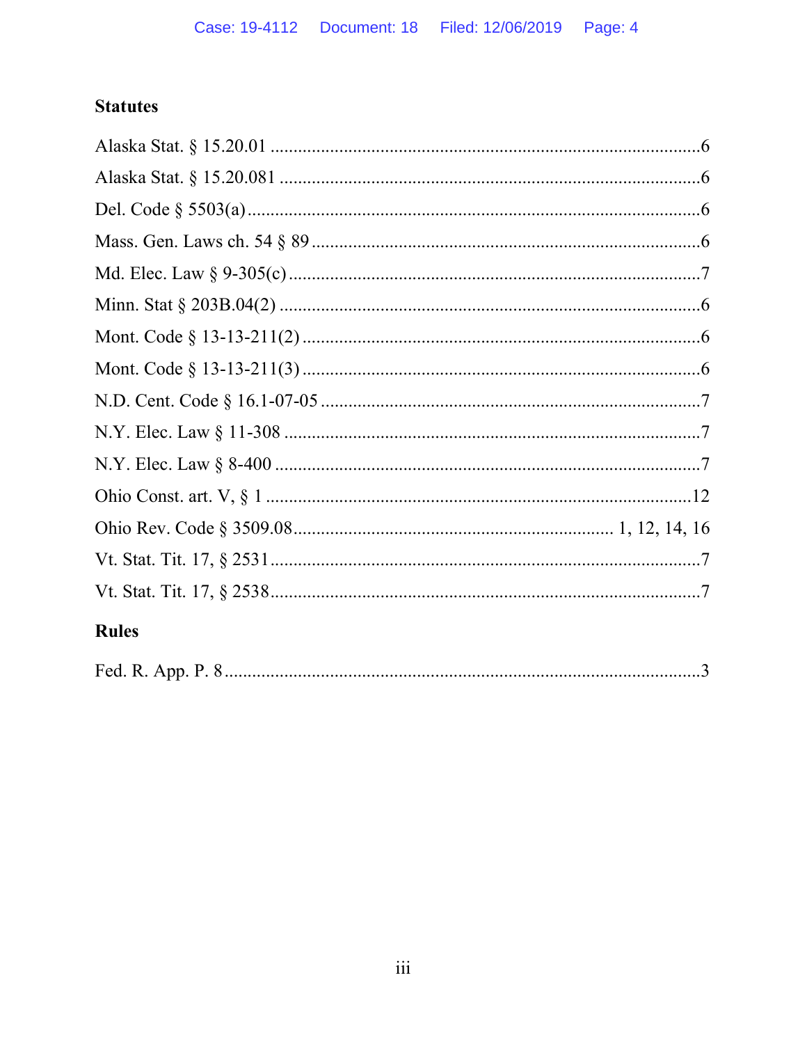### Statutes

Alaska Stat. § 15.20.01 ....................................................................................6

Alaska Stat. § 15.20.081 ..................................................................................6

Del. Code § 5503(a) ..........................................................................................6

Mass. Gen. Laws ch. 54 § 89 ............................................................................6

Md. Elec. Law § 9-305(c) ..................................................................................7

Minn. Stat § 203B.04(2) ....................................................................................6

Mont. Code § 13-13-211(2) ................................................................................6

Mont. Code § 13-13-211(3) ................................................................................6

N.D. Cent. Code § 16.1-07-05 ............................................................................7

N.Y. Elec. Law § 11-308 ....................................................................................7

N.Y. Elec. Law § 8-400 ......................................................................................7

Ohio Const. art. V, § 1 ......................................................................................12

Ohio Rev. Code § 3509.08 ................................................................ 1, 12, 14, 16

Vt. Stat. Tit. 17, § 2531 ......................................................................................7

Vt. Stat. Tit. 17, § 2538 ......................................................................................7

### Rules

Fed. R. App. P. 8 ................................................................................................3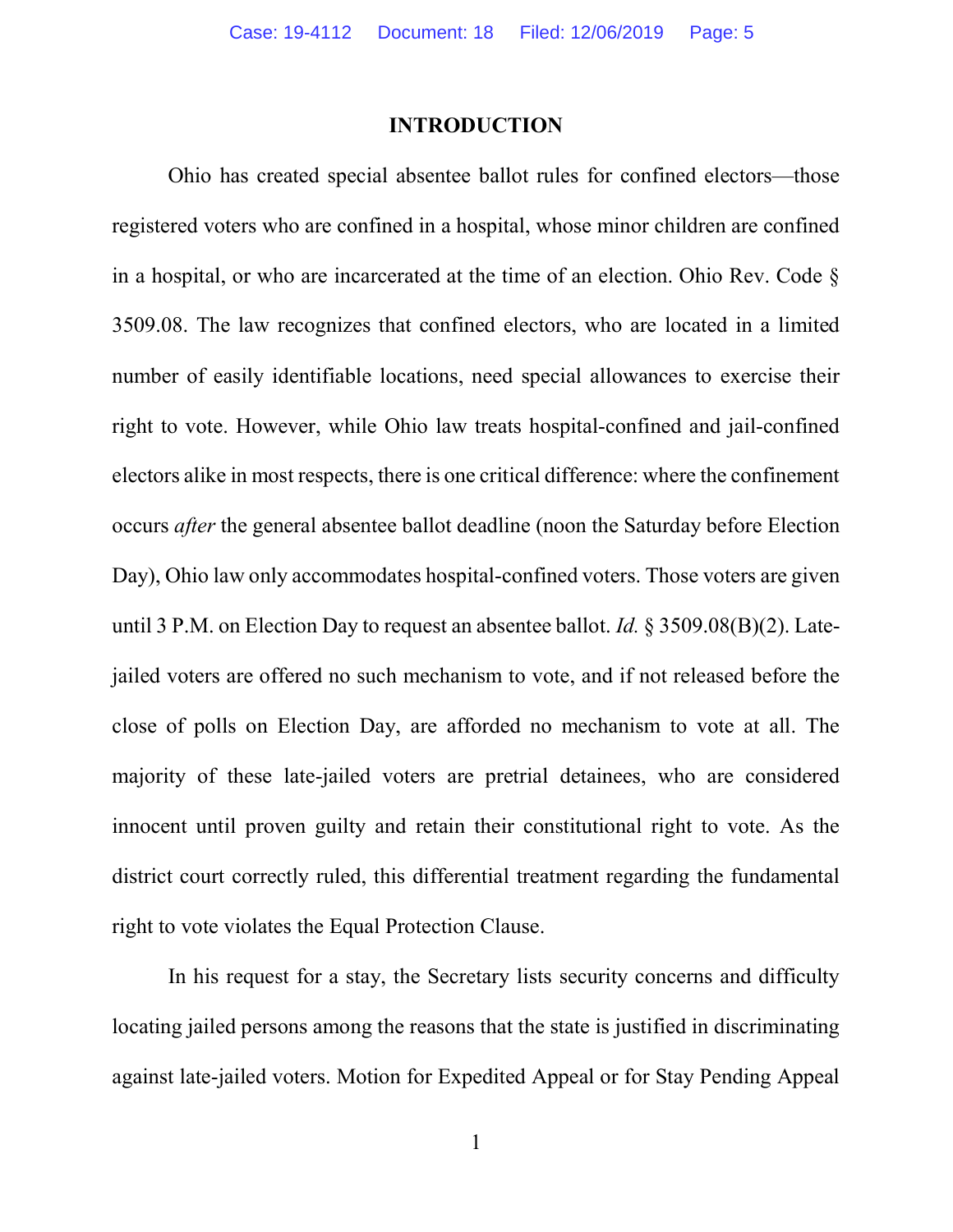# INTRODUCTION

Ohio has created special absentee ballot rules for confined electors—those registered voters who are confined in a hospital, whose minor children are confined in a hospital, or who are incarcerated at the time of an election. Ohio Rev. Code § 3509.08. The law recognizes that confined electors, who are located in a limited number of easily identifiable locations, need special allowances to exercise their right to vote. However, while Ohio law treats hospital-confined and jail-confined electors alike in most respects, there is one critical difference: where the confinement occurs *after* the general absentee ballot deadline (noon the Saturday before Election Day), Ohio law only accommodates hospital-confined voters. Those voters are given until 3 P.M. on Election Day to request an absentee ballot. *Id.* § 3509.08(B)(2). Late-jailed voters are offered no such mechanism to vote, and if not released before the close of polls on Election Day, are afforded no mechanism to vote at all. The majority of these late-jailed voters are pretrial detainees, who are considered innocent until proven guilty and retain their constitutional right to vote. As the district court correctly ruled, this differential treatment regarding the fundamental right to vote violates the Equal Protection Clause.

In his request for a stay, the Secretary lists security concerns and difficulty locating jailed persons among the reasons that the state is justified in discriminating against late-jailed voters. Motion for Expedited Appeal or for Stay Pending Appeal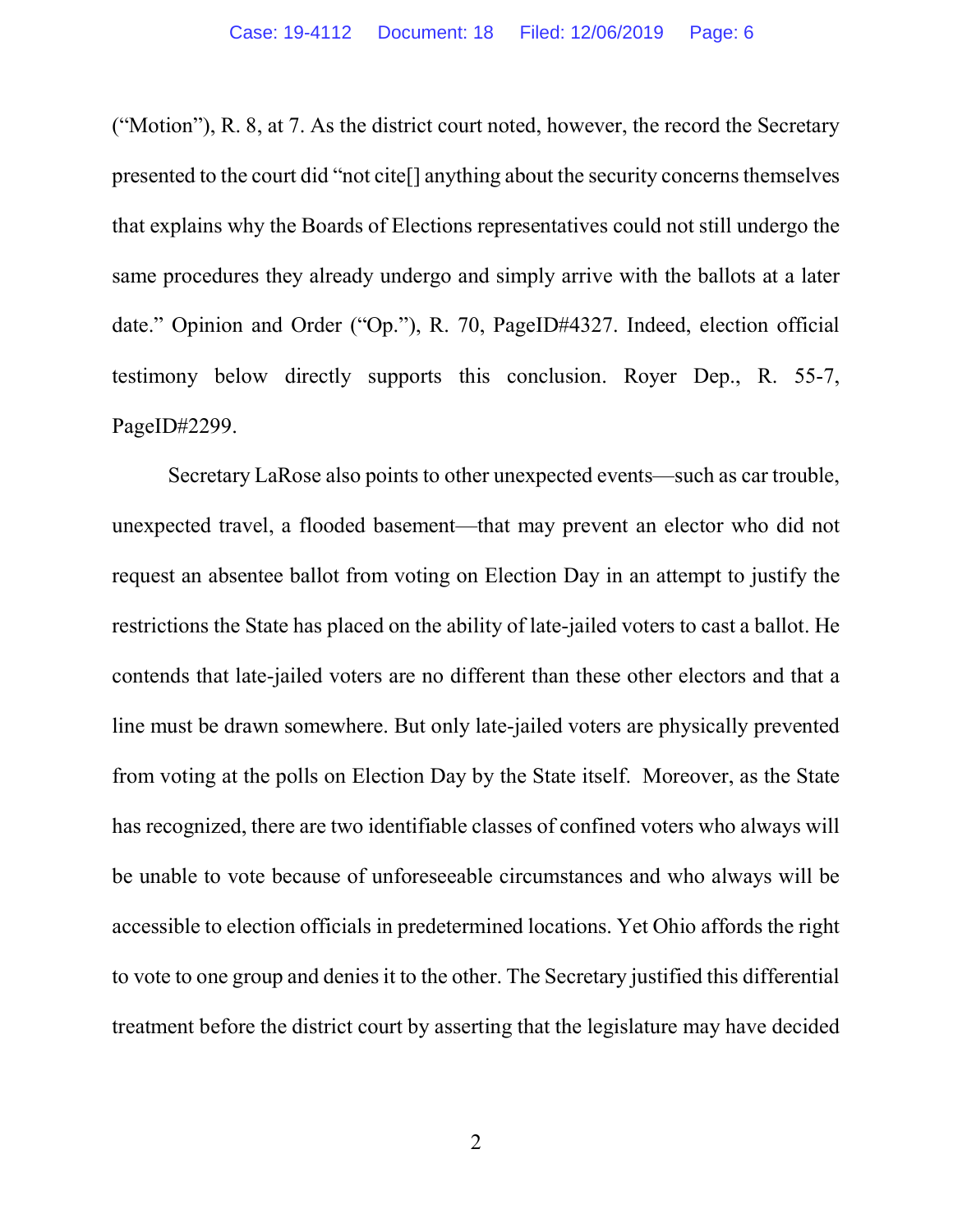("Motion"), R. 8, at 7. As the district court noted, however, the record the Secretary presented to the court did "not cite[] anything about the security concerns themselves that explains why the Boards of Elections representatives could not still undergo the same procedures they already undergo and simply arrive with the ballots at a later date." Opinion and Order ("Op."), R. 70, PageID#4327. Indeed, election official testimony below directly supports this conclusion. Royer Dep., R. 55-7, PageID#2299.

Secretary LaRose also points to other unexpected events—such as car trouble, unexpected travel, a flooded basement—that may prevent an elector who did not request an absentee ballot from voting on Election Day in an attempt to justify the restrictions the State has placed on the ability of late-jailed voters to cast a ballot. He contends that late-jailed voters are no different than these other electors and that a line must be drawn somewhere. But only late-jailed voters are physically prevented from voting at the polls on Election Day by the State itself. Moreover, as the State has recognized, there are two identifiable classes of confined voters who always will be unable to vote because of unforeseeable circumstances and who always will be accessible to election officials in predetermined locations. Yet Ohio affords the right to vote to one group and denies it to the other. The Secretary justified this differential treatment before the district court by asserting that the legislature may have decided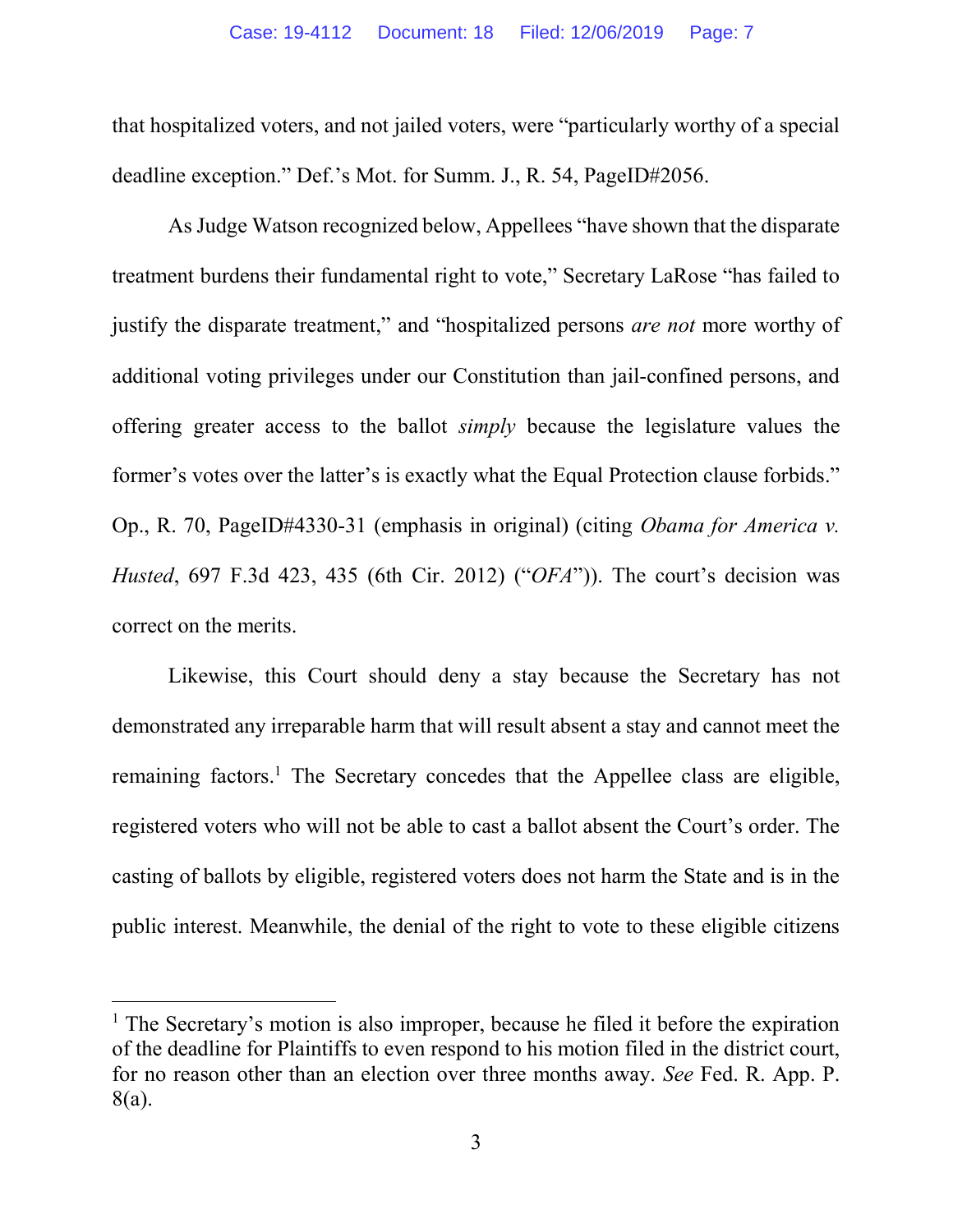that hospitalized voters, and not jailed voters, were "particularly worthy of a special deadline exception." Def.'s Mot. for Summ. J., R. 54, PageID#2056.

As Judge Watson recognized below, Appellees "have shown that the disparate treatment burdens their fundamental right to vote," Secretary LaRose "has failed to justify the disparate treatment," and "hospitalized persons *are not* more worthy of additional voting privileges under our Constitution than jail-confined persons, and offering greater access to the ballot *simply* because the legislature values the former's votes over the latter's is exactly what the Equal Protection clause forbids." Op., R. 70, PageID#4330-31 (emphasis in original) (citing *Obama for America v. Husted*, 697 F.3d 423, 435 (6th Cir. 2012) ("*OFA*")). The court's decision was correct on the merits.

Likewise, this Court should deny a stay because the Secretary has not demonstrated any irreparable harm that will result absent a stay and cannot meet the remaining factors.[1] The Secretary concedes that the Appellee class are eligible, registered voters who will not be able to cast a ballot absent the Court's order. The casting of ballots by eligible, registered voters does not harm the State and is in the public interest. Meanwhile, the denial of the right to vote to these eligible citizens

[1] The Secretary's motion is also improper, because he filed it before the expiration of the deadline for Plaintiffs to even respond to his motion filed in the district court, for no reason other than an election over three months away. *See* Fed. R. App. P. 8(a).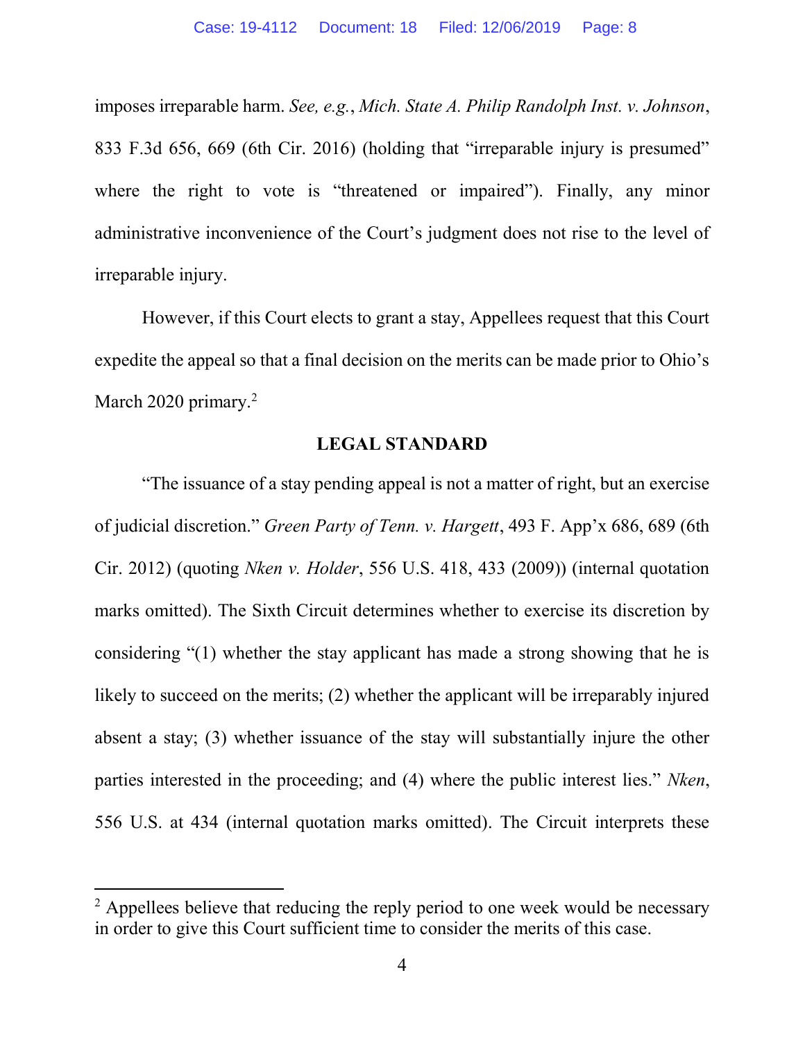imposes irreparable harm. *See, e.g.*, *Mich. State A. Philip Randolph Inst. v. Johnson*, 833 F.3d 656, 669 (6th Cir. 2016) (holding that "irreparable injury is presumed" where the right to vote is "threatened or impaired"). Finally, any minor administrative inconvenience of the Court's judgment does not rise to the level of irreparable injury.

However, if this Court elects to grant a stay, Appellees request that this Court expedite the appeal so that a final decision on the merits can be made prior to Ohio's March 2020 primary.[2]

## LEGAL STANDARD

"The issuance of a stay pending appeal is not a matter of right, but an exercise of judicial discretion." *Green Party of Tenn. v. Hargett*, 493 F. App'x 686, 689 (6th Cir. 2012) (quoting *Nken v. Holder*, 556 U.S. 418, 433 (2009)) (internal quotation marks omitted). The Sixth Circuit determines whether to exercise its discretion by considering "(1) whether the stay applicant has made a strong showing that he is likely to succeed on the merits; (2) whether the applicant will be irreparably injured absent a stay; (3) whether issuance of the stay will substantially injure the other parties interested in the proceeding; and (4) where the public interest lies." *Nken*, 556 U.S. at 434 (internal quotation marks omitted). The Circuit interprets these

[2] Appellees believe that reducing the reply period to one week would be necessary in order to give this Court sufficient time to consider the merits of this case.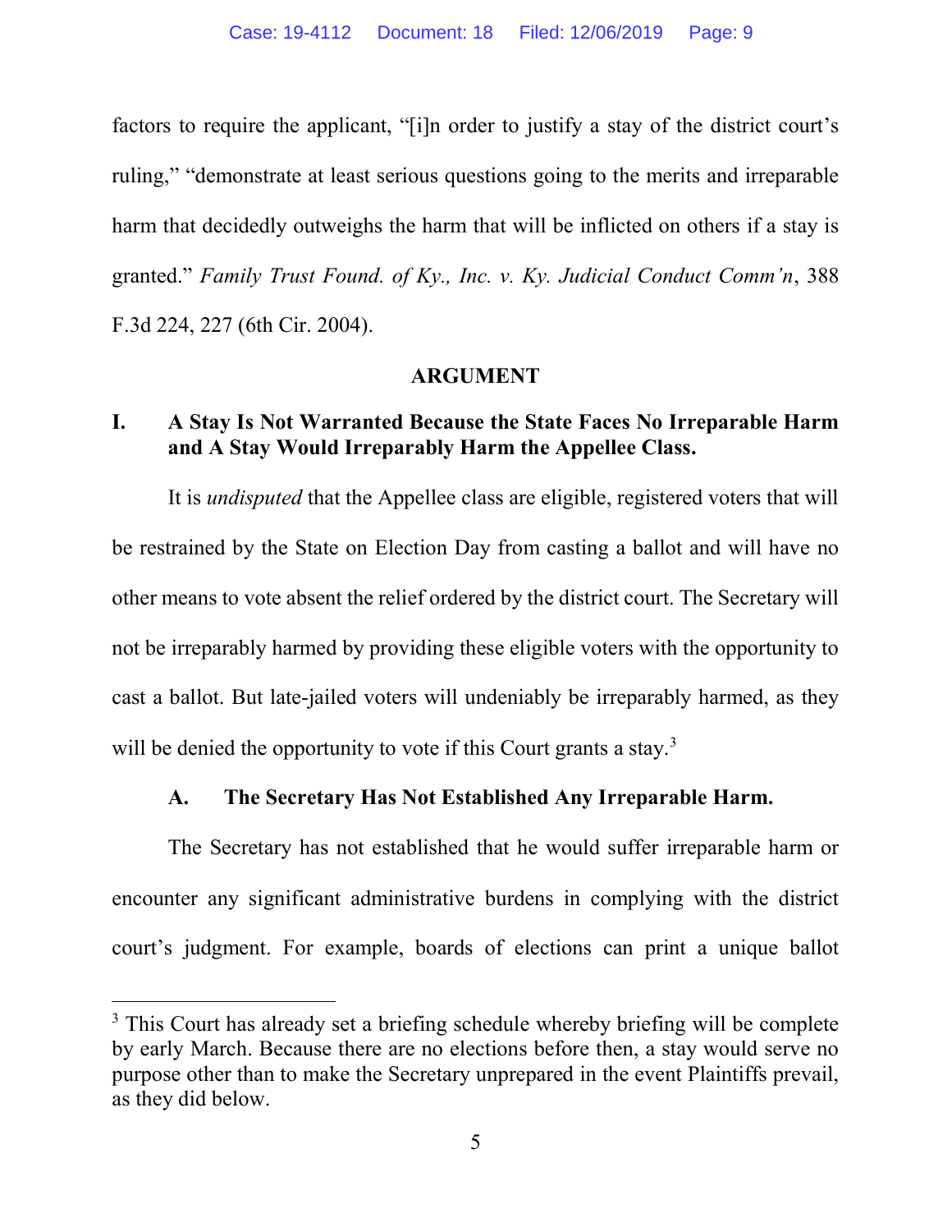factors to require the applicant, "[i]n order to justify a stay of the district court's ruling," "demonstrate at least serious questions going to the merits and irreparable harm that decidedly outweighs the harm that will be inflicted on others if a stay is granted." *Family Trust Found. of Ky., Inc. v. Ky. Judicial Conduct Comm'n*, 388 F.3d 224, 227 (6th Cir. 2004).

## ARGUMENT

### I. A Stay Is Not Warranted Because the State Faces No Irreparable Harm and A Stay Would Irreparably Harm the Appellee Class.

It is *undisputed* that the Appellee class are eligible, registered voters that will be restrained by the State on Election Day from casting a ballot and will have no other means to vote absent the relief ordered by the district court. The Secretary will not be irreparably harmed by providing these eligible voters with the opportunity to cast a ballot. But late-jailed voters will undeniably be irreparably harmed, as they will be denied the opportunity to vote if this Court grants a stay.[3]

#### A. The Secretary Has Not Established Any Irreparable Harm.

The Secretary has not established that he would suffer irreparable harm or encounter any significant administrative burdens in complying with the district court's judgment. For example, boards of elections can print a unique ballot

---

[3] This Court has already set a briefing schedule whereby briefing will be complete by early March. Because there are no elections before then, a stay would serve no purpose other than to make the Secretary unprepared in the event Plaintiffs prevail, as they did below.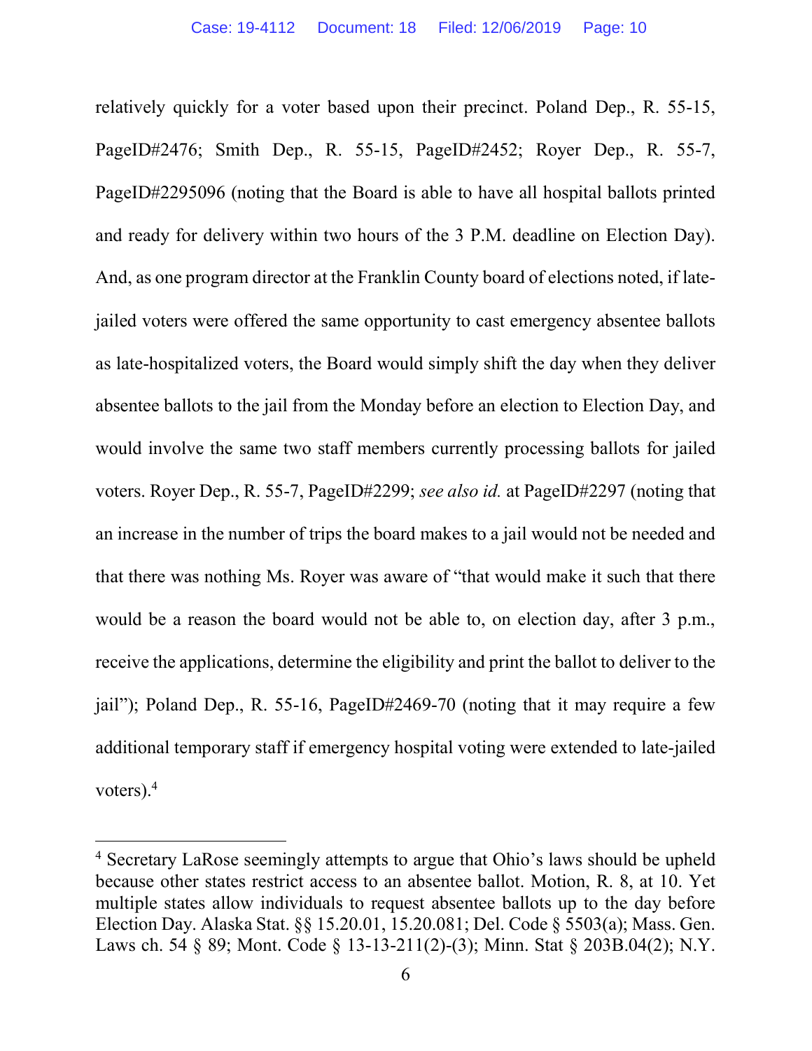relatively quickly for a voter based upon their precinct. Poland Dep., R. 55-15, PageID#2476; Smith Dep., R. 55-15, PageID#2452; Royer Dep., R. 55-7, PageID#2295096 (noting that the Board is able to have all hospital ballots printed and ready for delivery within two hours of the 3 P.M. deadline on Election Day). And, as one program director at the Franklin County board of elections noted, if late-jailed voters were offered the same opportunity to cast emergency absentee ballots as late-hospitalized voters, the Board would simply shift the day when they deliver absentee ballots to the jail from the Monday before an election to Election Day, and would involve the same two staff members currently processing ballots for jailed voters. Royer Dep., R. 55-7, PageID#2299; *see also id.* at PageID#2297 (noting that an increase in the number of trips the board makes to a jail would not be needed and that there was nothing Ms. Royer was aware of "that would make it such that there would be a reason the board would not be able to, on election day, after 3 p.m., receive the applications, determine the eligibility and print the ballot to deliver to the jail"); Poland Dep., R. 55-16, PageID#2469-70 (noting that it may require a few additional temporary staff if emergency hospital voting were extended to late-jailed voters).[4]

---

[4] Secretary LaRose seemingly attempts to argue that Ohio's laws should be upheld because other states restrict access to an absentee ballot. Motion, R. 8, at 10. Yet multiple states allow individuals to request absentee ballots up to the day before Election Day. Alaska Stat. §§ 15.20.01, 15.20.081; Del. Code § 5503(a); Mass. Gen. Laws ch. 54 § 89; Mont. Code § 13-13-211(2)-(3); Minn. Stat § 203B.04(2); N.Y.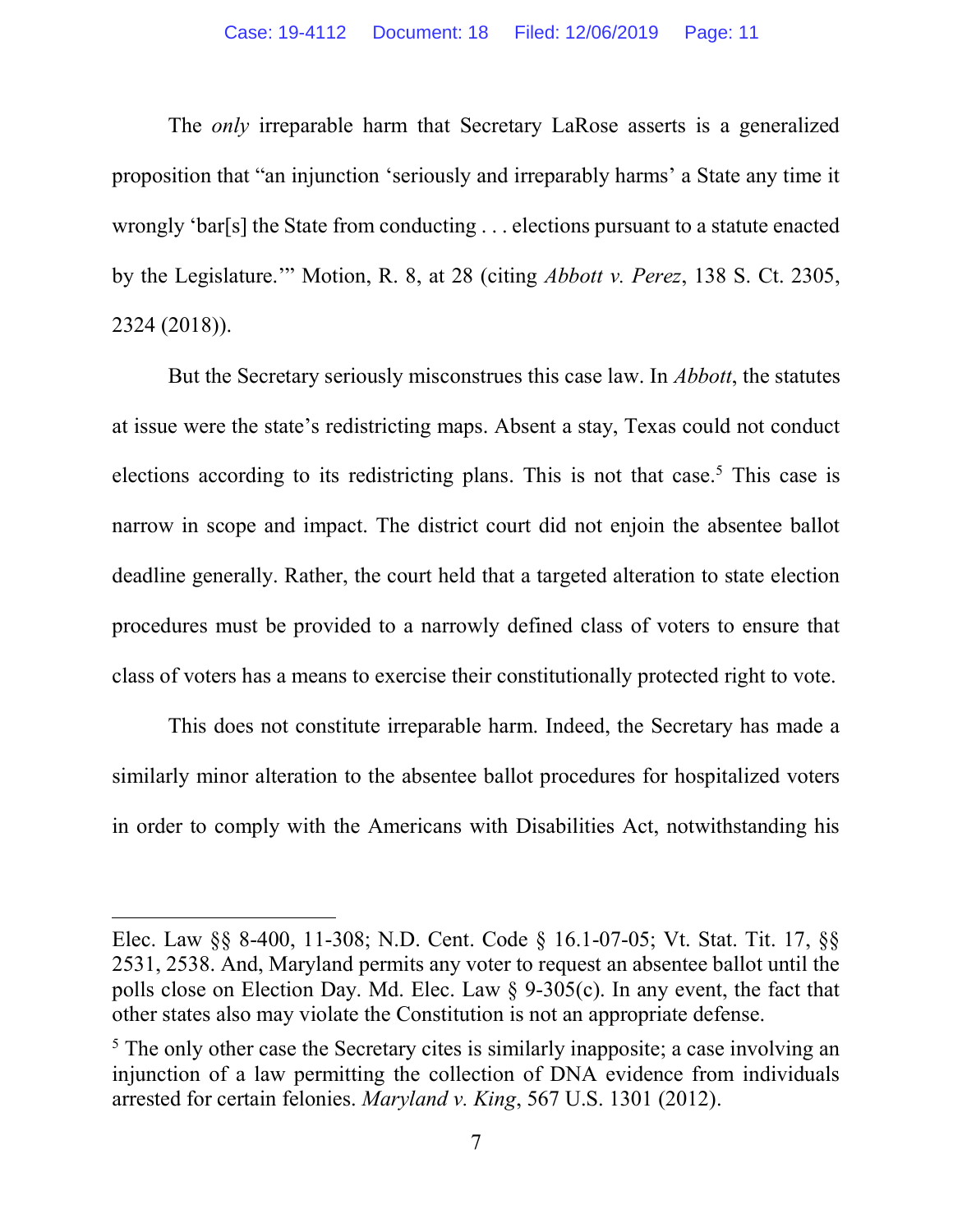The *only* irreparable harm that Secretary LaRose asserts is a generalized proposition that "an injunction 'seriously and irreparably harms' a State any time it wrongly 'bar[s] the State from conducting . . . elections pursuant to a statute enacted by the Legislature.'" Motion, R. 8, at 28 (citing *Abbott v. Perez*, 138 S. Ct. 2305, 2324 (2018)).

But the Secretary seriously misconstrues this case law. In *Abbott*, the statutes at issue were the state's redistricting maps. Absent a stay, Texas could not conduct elections according to its redistricting plans. This is not that case.[5] This case is narrow in scope and impact. The district court did not enjoin the absentee ballot deadline generally. Rather, the court held that a targeted alteration to state election procedures must be provided to a narrowly defined class of voters to ensure that class of voters has a means to exercise their constitutionally protected right to vote.

This does not constitute irreparable harm. Indeed, the Secretary has made a similarly minor alteration to the absentee ballot procedures for hospitalized voters in order to comply with the Americans with Disabilities Act, notwithstanding his

---

Elec. Law §§ 8-400, 11-308; N.D. Cent. Code § 16.1-07-05; Vt. Stat. Tit. 17, §§ 2531, 2538. And, Maryland permits any voter to request an absentee ballot until the polls close on Election Day. Md. Elec. Law § 9-305(c). In any event, the fact that other states also may violate the Constitution is not an appropriate defense.

[5] The only other case the Secretary cites is similarly inapposite; a case involving an injunction of a law permitting the collection of DNA evidence from individuals arrested for certain felonies. *Maryland v. King*, 567 U.S. 1301 (2012).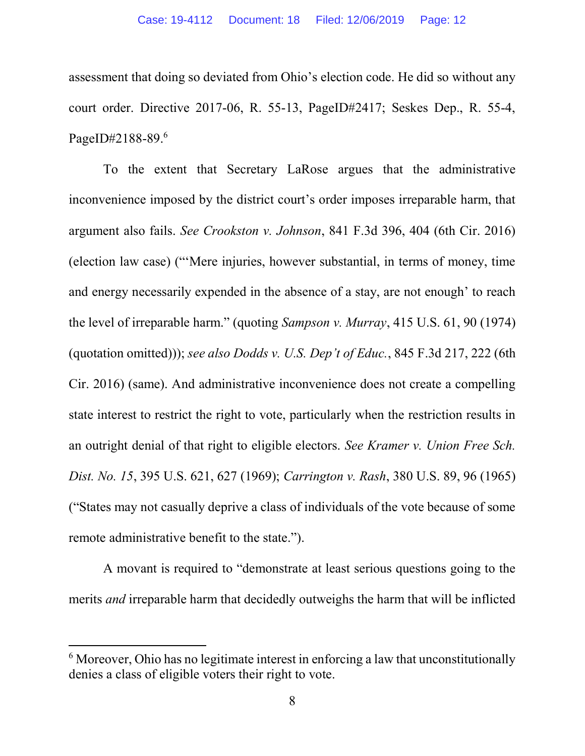assessment that doing so deviated from Ohio's election code. He did so without any court order. Directive 2017-06, R. 55-13, PageID#2417; Seskes Dep., R. 55-4, PageID#2188-89.[6]

To the extent that Secretary LaRose argues that the administrative inconvenience imposed by the district court's order imposes irreparable harm, that argument also fails. *See Crookston v. Johnson*, 841 F.3d 396, 404 (6th Cir. 2016) (election law case) ("'Mere injuries, however substantial, in terms of money, time and energy necessarily expended in the absence of a stay, are not enough' to reach the level of irreparable harm." (quoting *Sampson v. Murray*, 415 U.S. 61, 90 (1974) (quotation omitted))); *see also Dodds v. U.S. Dep't of Educ.*, 845 F.3d 217, 222 (6th Cir. 2016) (same). And administrative inconvenience does not create a compelling state interest to restrict the right to vote, particularly when the restriction results in an outright denial of that right to eligible electors. *See Kramer v. Union Free Sch. Dist. No. 15*, 395 U.S. 621, 627 (1969); *Carrington v. Rash*, 380 U.S. 89, 96 (1965) ("States may not casually deprive a class of individuals of the vote because of some remote administrative benefit to the state.").

A movant is required to "demonstrate at least serious questions going to the merits *and* irreparable harm that decidedly outweighs the harm that will be inflicted

---

[6] Moreover, Ohio has no legitimate interest in enforcing a law that unconstitutionally denies a class of eligible voters their right to vote.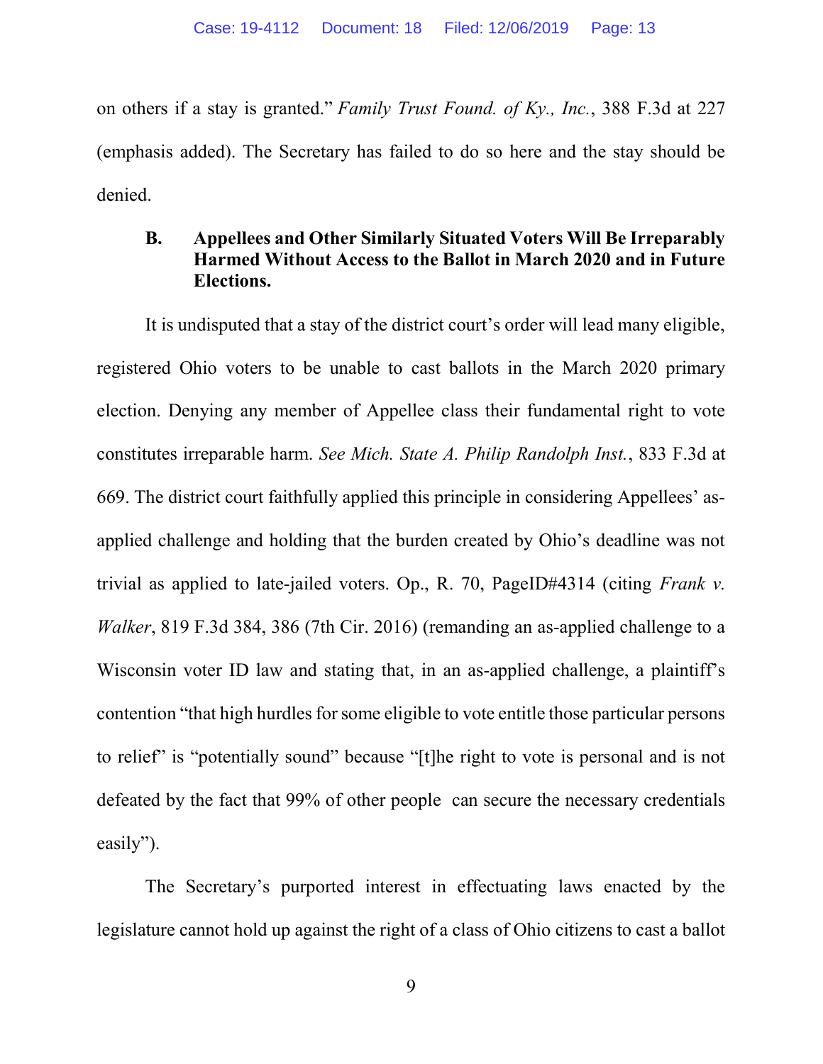on others if a stay is granted." *Family Trust Found. of Ky., Inc.*, 388 F.3d at 227 (emphasis added). The Secretary has failed to do so here and the stay should be denied.

### B. Appellees and Other Similarly Situated Voters Will Be Irreparably Harmed Without Access to the Ballot in March 2020 and in Future Elections.

It is undisputed that a stay of the district court's order will lead many eligible, registered Ohio voters to be unable to cast ballots in the March 2020 primary election. Denying any member of Appellee class their fundamental right to vote constitutes irreparable harm. *See Mich. State A. Philip Randolph Inst.*, 833 F.3d at 669. The district court faithfully applied this principle in considering Appellees' as-applied challenge and holding that the burden created by Ohio's deadline was not trivial as applied to late-jailed voters. Op., R. 70, PageID#4314 (citing *Frank v. Walker*, 819 F.3d 384, 386 (7th Cir. 2016) (remanding an as-applied challenge to a Wisconsin voter ID law and stating that, in an as-applied challenge, a plaintiff's contention "that high hurdles for some eligible to vote entitle those particular persons to relief" is "potentially sound" because "[t]he right to vote is personal and is not defeated by the fact that 99% of other people can secure the necessary credentials easily").

The Secretary's purported interest in effectuating laws enacted by the legislature cannot hold up against the right of a class of Ohio citizens to cast a ballot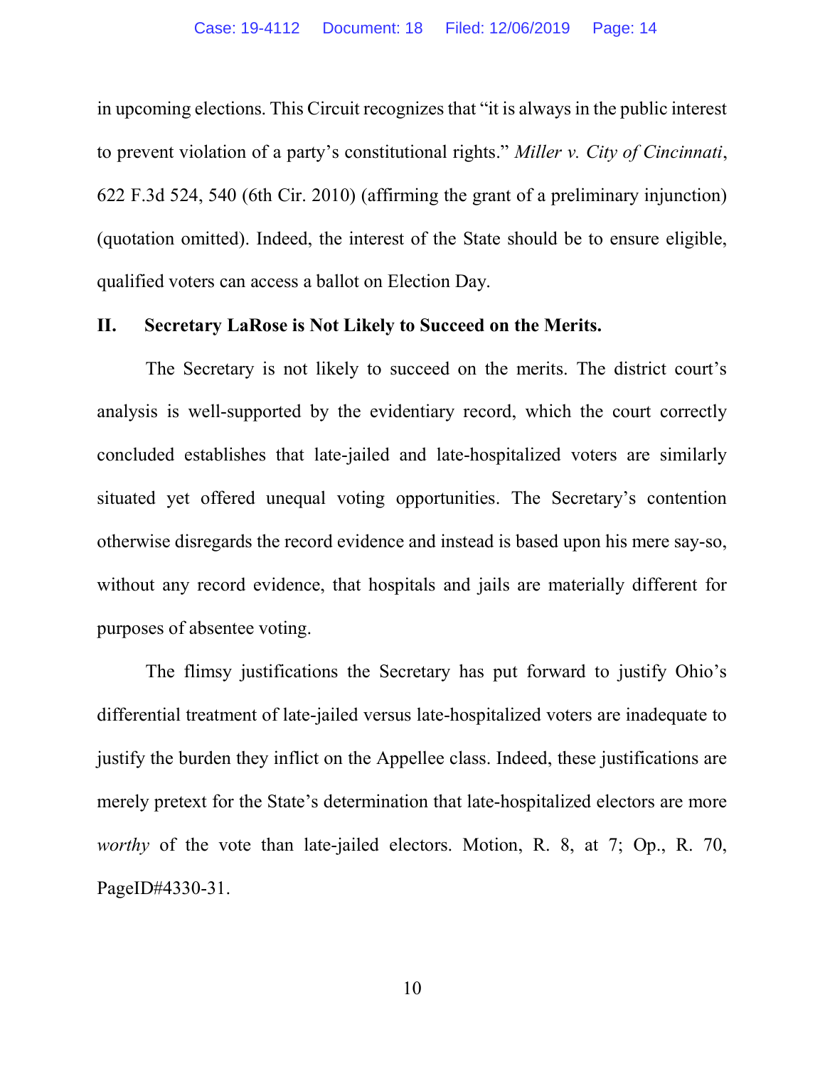in upcoming elections. This Circuit recognizes that "it is always in the public interest to prevent violation of a party's constitutional rights." *Miller v. City of Cincinnati*, 622 F.3d 524, 540 (6th Cir. 2010) (affirming the grant of a preliminary injunction) (quotation omitted). Indeed, the interest of the State should be to ensure eligible, qualified voters can access a ballot on Election Day.

## II. Secretary LaRose is Not Likely to Succeed on the Merits.

The Secretary is not likely to succeed on the merits. The district court's analysis is well-supported by the evidentiary record, which the court correctly concluded establishes that late-jailed and late-hospitalized voters are similarly situated yet offered unequal voting opportunities. The Secretary's contention otherwise disregards the record evidence and instead is based upon his mere say-so, without any record evidence, that hospitals and jails are materially different for purposes of absentee voting.

The flimsy justifications the Secretary has put forward to justify Ohio's differential treatment of late-jailed versus late-hospitalized voters are inadequate to justify the burden they inflict on the Appellee class. Indeed, these justifications are merely pretext for the State's determination that late-hospitalized electors are more *worthy* of the vote than late-jailed electors. Motion, R. 8, at 7; Op., R. 70, PageID#4330-31.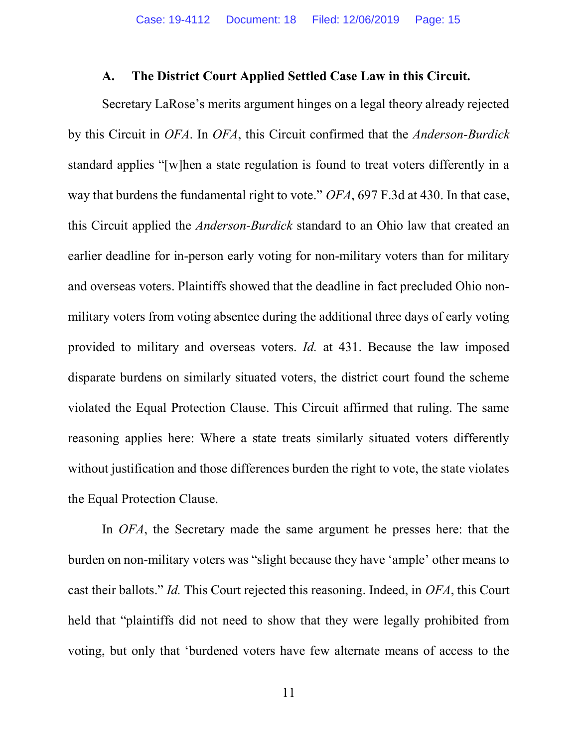### A. The District Court Applied Settled Case Law in this Circuit.

Secretary LaRose's merits argument hinges on a legal theory already rejected by this Circuit in *OFA*. In *OFA*, this Circuit confirmed that the *Anderson-Burdick* standard applies "[w]hen a state regulation is found to treat voters differently in a way that burdens the fundamental right to vote." *OFA*, 697 F.3d at 430. In that case, this Circuit applied the *Anderson-Burdick* standard to an Ohio law that created an earlier deadline for in-person early voting for non-military voters than for military and overseas voters. Plaintiffs showed that the deadline in fact precluded Ohio non-military voters from voting absentee during the additional three days of early voting provided to military and overseas voters. *Id.* at 431. Because the law imposed disparate burdens on similarly situated voters, the district court found the scheme violated the Equal Protection Clause. This Circuit affirmed that ruling. The same reasoning applies here: Where a state treats similarly situated voters differently without justification and those differences burden the right to vote, the state violates the Equal Protection Clause.

In *OFA*, the Secretary made the same argument he presses here: that the burden on non-military voters was "slight because they have 'ample' other means to cast their ballots." *Id.* This Court rejected this reasoning. Indeed, in *OFA*, this Court held that "plaintiffs did not need to show that they were legally prohibited from voting, but only that 'burdened voters have few alternate means of access to the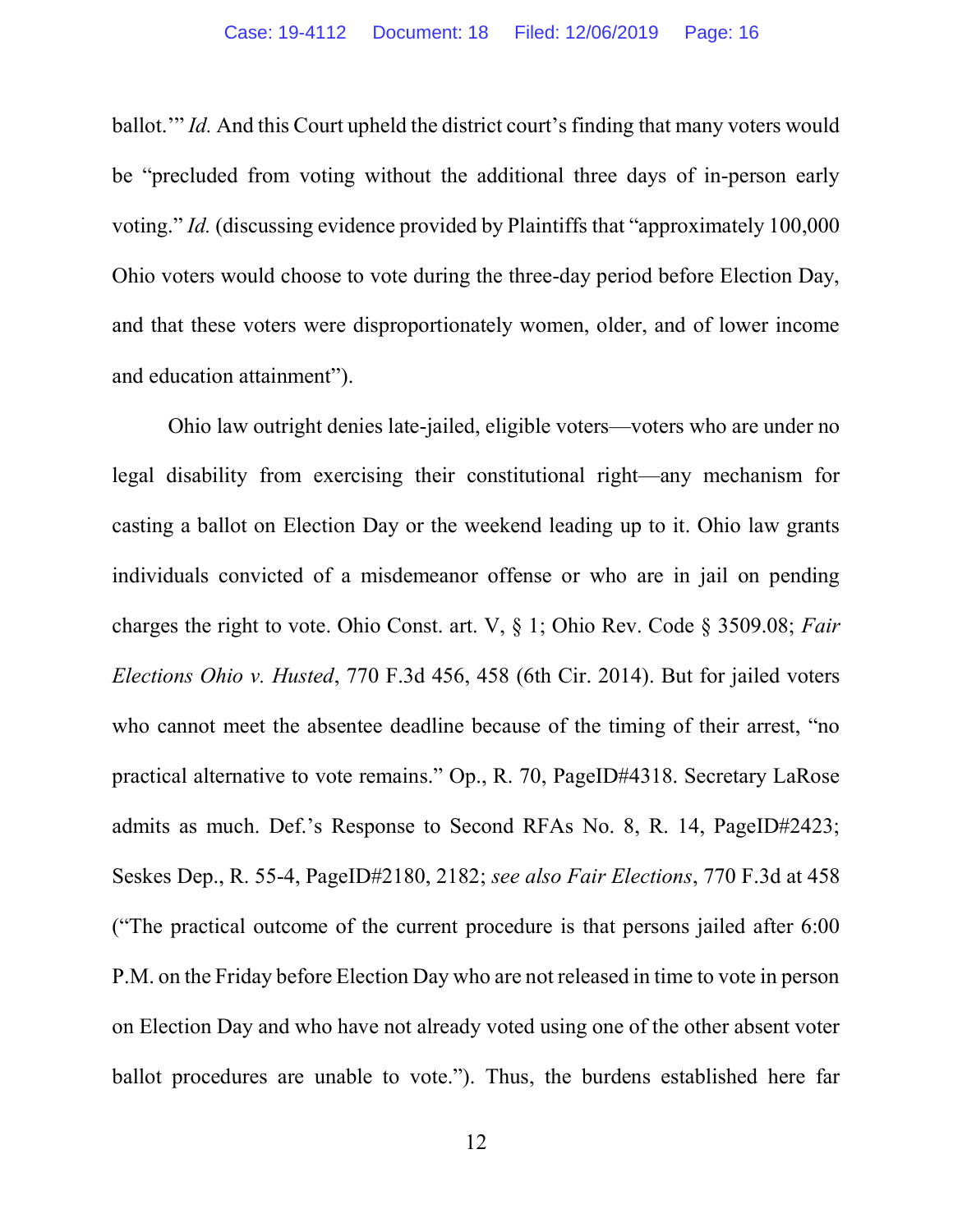ballot.'" *Id.* And this Court upheld the district court's finding that many voters would be "precluded from voting without the additional three days of in-person early voting." *Id.* (discussing evidence provided by Plaintiffs that "approximately 100,000 Ohio voters would choose to vote during the three-day period before Election Day, and that these voters were disproportionately women, older, and of lower income and education attainment").

Ohio law outright denies late-jailed, eligible voters—voters who are under no legal disability from exercising their constitutional right—any mechanism for casting a ballot on Election Day or the weekend leading up to it. Ohio law grants individuals convicted of a misdemeanor offense or who are in jail on pending charges the right to vote. Ohio Const. art. V, § 1; Ohio Rev. Code § 3509.08; *Fair Elections Ohio v. Husted*, 770 F.3d 456, 458 (6th Cir. 2014). But for jailed voters who cannot meet the absentee deadline because of the timing of their arrest, "no practical alternative to vote remains." Op., R. 70, PageID#4318. Secretary LaRose admits as much. Def.'s Response to Second RFAs No. 8, R. 14, PageID#2423; Seskes Dep., R. 55-4, PageID#2180, 2182; *see also Fair Elections*, 770 F.3d at 458 ("The practical outcome of the current procedure is that persons jailed after 6:00 P.M. on the Friday before Election Day who are not released in time to vote in person on Election Day and who have not already voted using one of the other absent voter ballot procedures are unable to vote."). Thus, the burdens established here far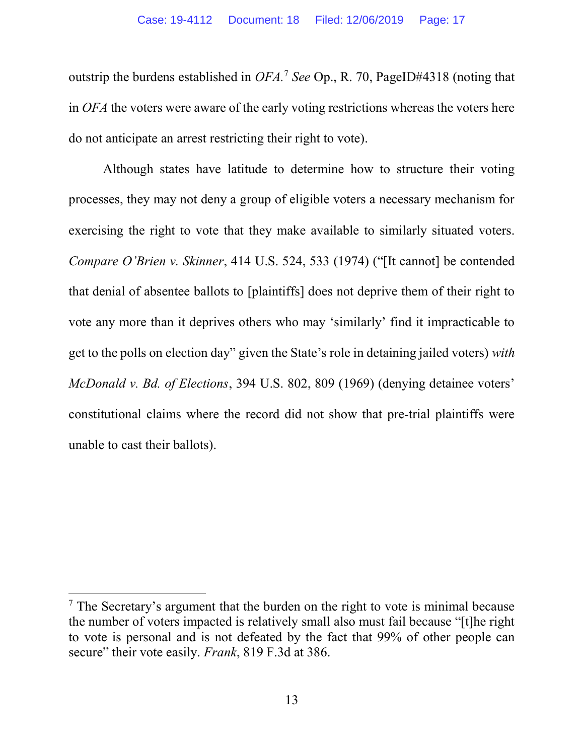outstrip the burdens established in *OFA*.[7] *See* Op., R. 70, PageID#4318 (noting that in *OFA* the voters were aware of the early voting restrictions whereas the voters here do not anticipate an arrest restricting their right to vote).

Although states have latitude to determine how to structure their voting processes, they may not deny a group of eligible voters a necessary mechanism for exercising the right to vote that they make available to similarly situated voters. *Compare O'Brien v. Skinner*, 414 U.S. 524, 533 (1974) ("[It cannot] be contended that denial of absentee ballots to [plaintiffs] does not deprive them of their right to vote any more than it deprives others who may 'similarly' find it impracticable to get to the polls on election day" given the State's role in detaining jailed voters) *with McDonald v. Bd. of Elections*, 394 U.S. 802, 809 (1969) (denying detainee voters' constitutional claims where the record did not show that pre-trial plaintiffs were unable to cast their ballots).

---

[7] The Secretary's argument that the burden on the right to vote is minimal because the number of voters impacted is relatively small also must fail because "[t]he right to vote is personal and is not defeated by the fact that 99% of other people can secure" their vote easily. *Frank*, 819 F.3d at 386.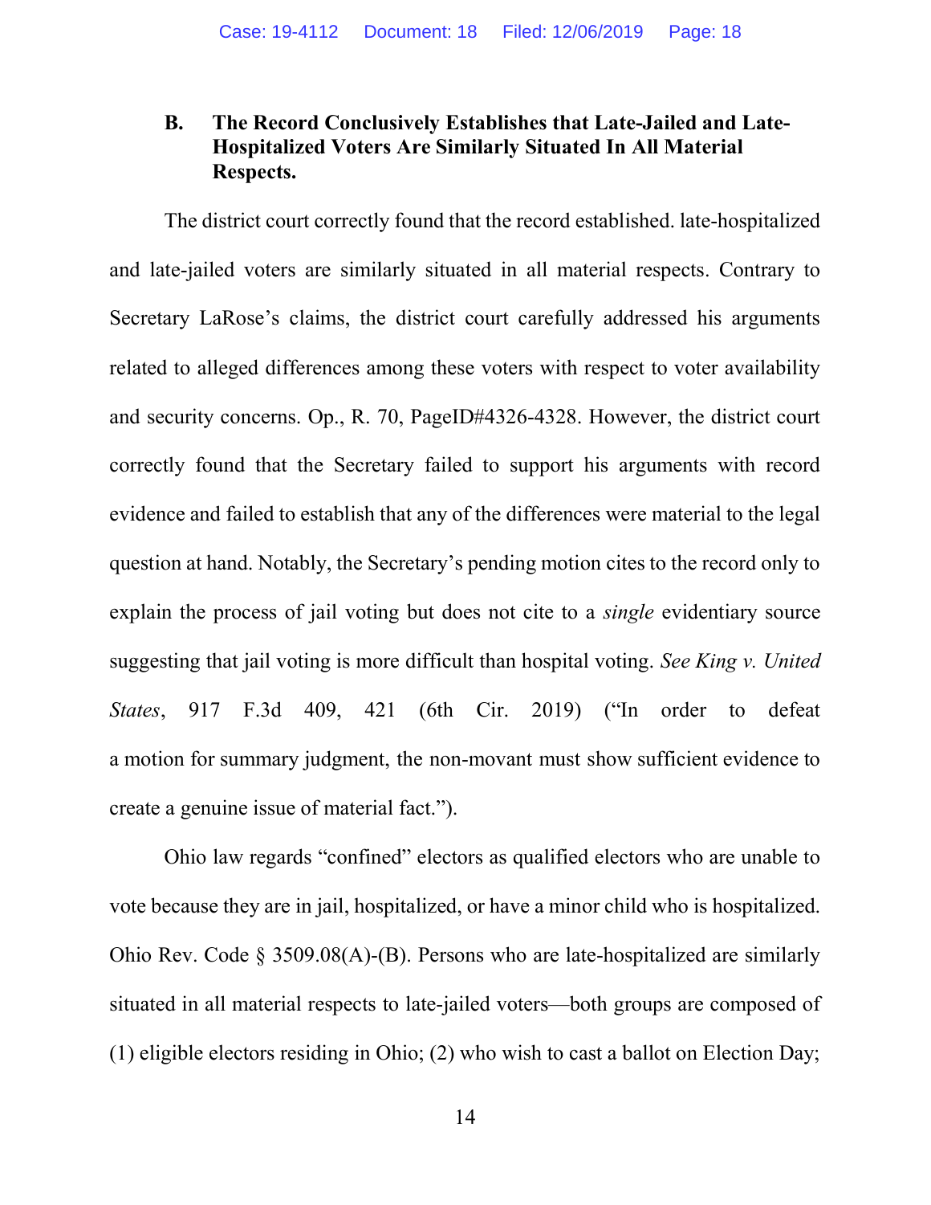### B. The Record Conclusively Establishes that Late-Jailed and Late-Hospitalized Voters Are Similarly Situated In All Material Respects.

The district court correctly found that the record established. late-hospitalized and late-jailed voters are similarly situated in all material respects. Contrary to Secretary LaRose's claims, the district court carefully addressed his arguments related to alleged differences among these voters with respect to voter availability and security concerns. Op., R. 70, PageID#4326-4328. However, the district court correctly found that the Secretary failed to support his arguments with record evidence and failed to establish that any of the differences were material to the legal question at hand. Notably, the Secretary's pending motion cites to the record only to explain the process of jail voting but does not cite to a *single* evidentiary source suggesting that jail voting is more difficult than hospital voting. *See King v. United States*, 917 F.3d 409, 421 (6th Cir. 2019) ("In order to defeat a motion for summary judgment, the non-movant must show sufficient evidence to create a genuine issue of material fact.").

Ohio law regards "confined" electors as qualified electors who are unable to vote because they are in jail, hospitalized, or have a minor child who is hospitalized. Ohio Rev. Code § 3509.08(A)-(B). Persons who are late-hospitalized are similarly situated in all material respects to late-jailed voters—both groups are composed of (1) eligible electors residing in Ohio; (2) who wish to cast a ballot on Election Day;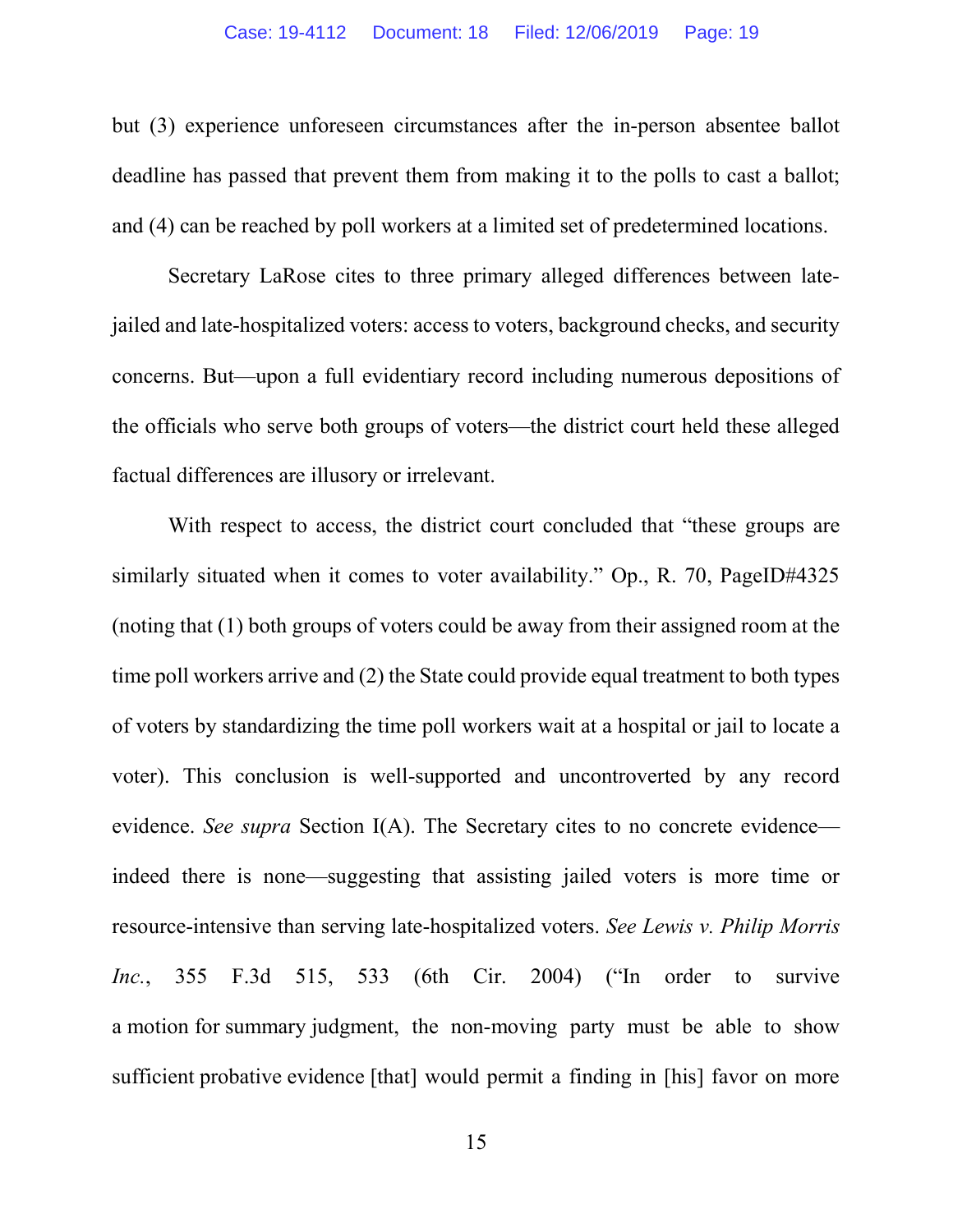but (3) experience unforeseen circumstances after the in-person absentee ballot deadline has passed that prevent them from making it to the polls to cast a ballot; and (4) can be reached by poll workers at a limited set of predetermined locations.

Secretary LaRose cites to three primary alleged differences between late-jailed and late-hospitalized voters: access to voters, background checks, and security concerns. But—upon a full evidentiary record including numerous depositions of the officials who serve both groups of voters—the district court held these alleged factual differences are illusory or irrelevant.

With respect to access, the district court concluded that "these groups are similarly situated when it comes to voter availability." Op., R. 70, PageID#4325 (noting that (1) both groups of voters could be away from their assigned room at the time poll workers arrive and (2) the State could provide equal treatment to both types of voters by standardizing the time poll workers wait at a hospital or jail to locate a voter). This conclusion is well-supported and uncontroverted by any record evidence. *See supra* Section I(A). The Secretary cites to no concrete evidence—indeed there is none—suggesting that assisting jailed voters is more time or resource-intensive than serving late-hospitalized voters. *See Lewis v. Philip Morris Inc.*, 355 F.3d 515, 533 (6th Cir. 2004) ("In order to survive a motion for summary judgment, the non-moving party must be able to show sufficient probative evidence [that] would permit a finding in [his] favor on more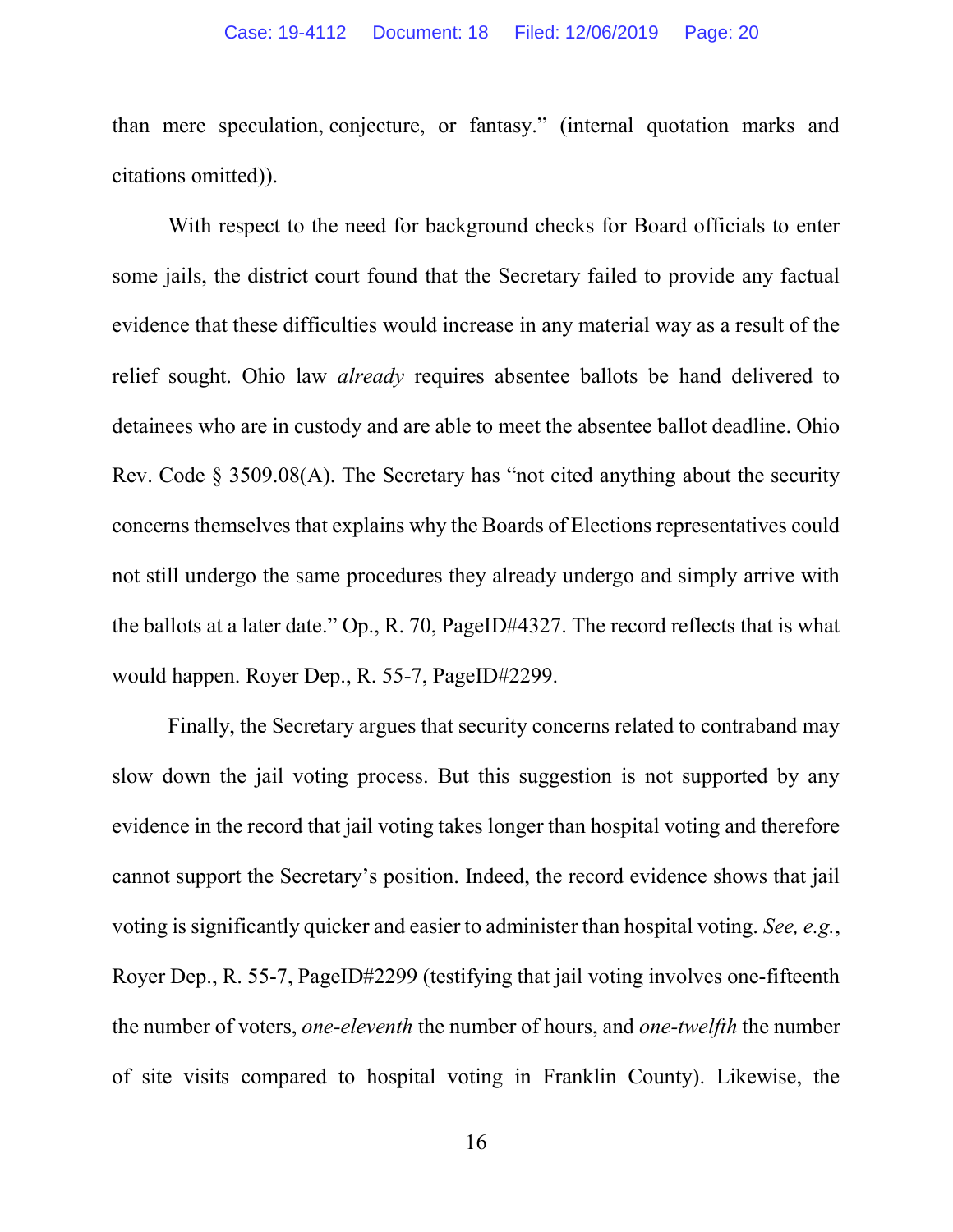than mere speculation, conjecture, or fantasy." (internal quotation marks and citations omitted)).

With respect to the need for background checks for Board officials to enter some jails, the district court found that the Secretary failed to provide any factual evidence that these difficulties would increase in any material way as a result of the relief sought. Ohio law *already* requires absentee ballots be hand delivered to detainees who are in custody and are able to meet the absentee ballot deadline. Ohio Rev. Code § 3509.08(A). The Secretary has "not cited anything about the security concerns themselves that explains why the Boards of Elections representatives could not still undergo the same procedures they already undergo and simply arrive with the ballots at a later date." Op., R. 70, PageID#4327. The record reflects that is what would happen. Royer Dep., R. 55-7, PageID#2299.

Finally, the Secretary argues that security concerns related to contraband may slow down the jail voting process. But this suggestion is not supported by any evidence in the record that jail voting takes longer than hospital voting and therefore cannot support the Secretary's position. Indeed, the record evidence shows that jail voting is significantly quicker and easier to administer than hospital voting. *See, e.g.*, Royer Dep., R. 55-7, PageID#2299 (testifying that jail voting involves one-fifteenth the number of voters, *one-eleventh* the number of hours, and *one-twelfth* the number of site visits compared to hospital voting in Franklin County). Likewise, the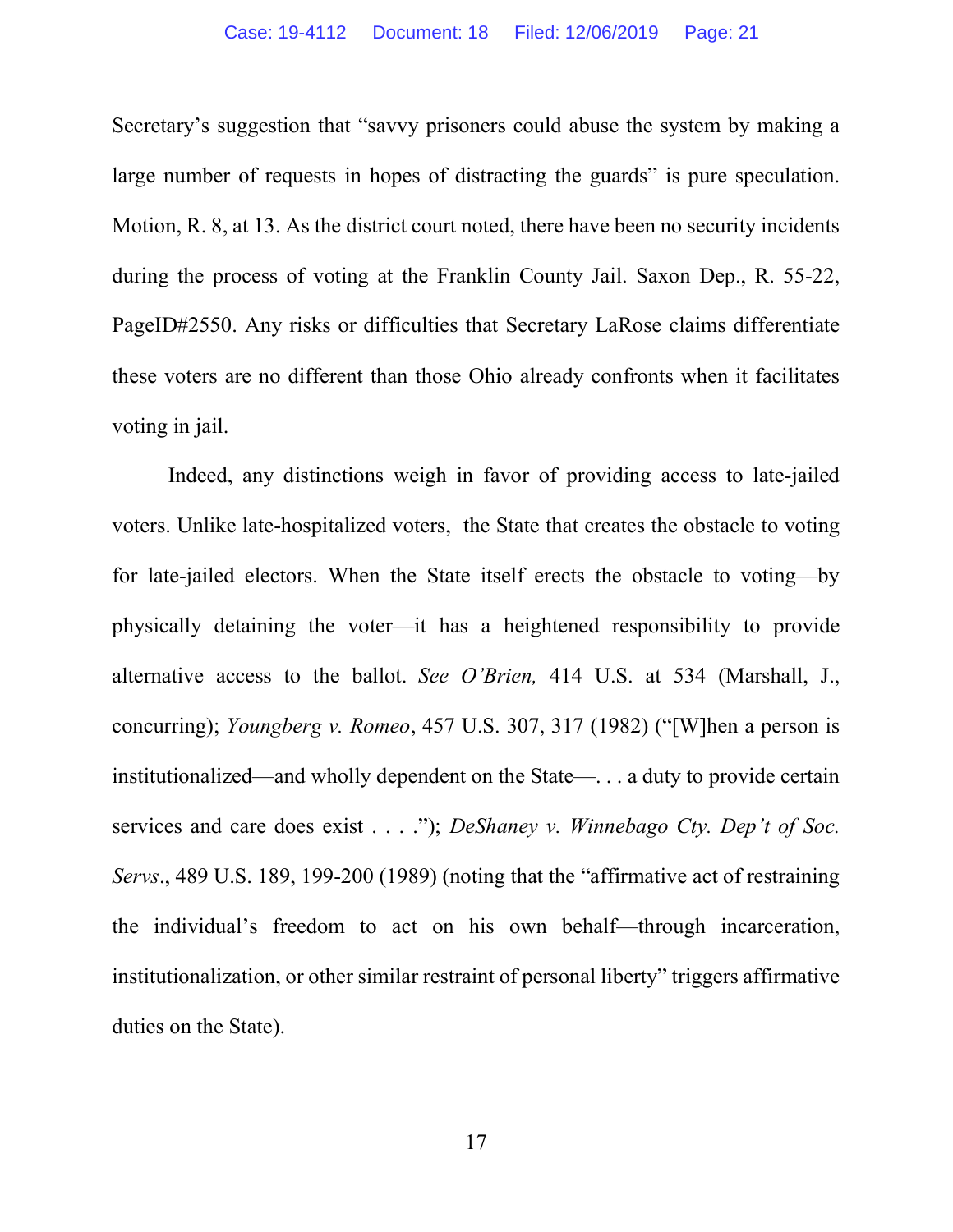Secretary's suggestion that "savvy prisoners could abuse the system by making a large number of requests in hopes of distracting the guards" is pure speculation. Motion, R. 8, at 13. As the district court noted, there have been no security incidents during the process of voting at the Franklin County Jail. Saxon Dep., R. 55-22, PageID#2550. Any risks or difficulties that Secretary LaRose claims differentiate these voters are no different than those Ohio already confronts when it facilitates voting in jail.

Indeed, any distinctions weigh in favor of providing access to late-jailed voters. Unlike late-hospitalized voters, the State that creates the obstacle to voting for late-jailed electors. When the State itself erects the obstacle to voting—by physically detaining the voter—it has a heightened responsibility to provide alternative access to the ballot. *See O'Brien,* 414 U.S. at 534 (Marshall, J., concurring); *Youngberg v. Romeo*, 457 U.S. 307, 317 (1982) ("[W]hen a person is institutionalized—and wholly dependent on the State—. . . a duty to provide certain services and care does exist . . . ."); *DeShaney v. Winnebago Cty. Dep't of Soc. Servs*., 489 U.S. 189, 199-200 (1989) (noting that the "affirmative act of restraining the individual's freedom to act on his own behalf—through incarceration, institutionalization, or other similar restraint of personal liberty" triggers affirmative duties on the State).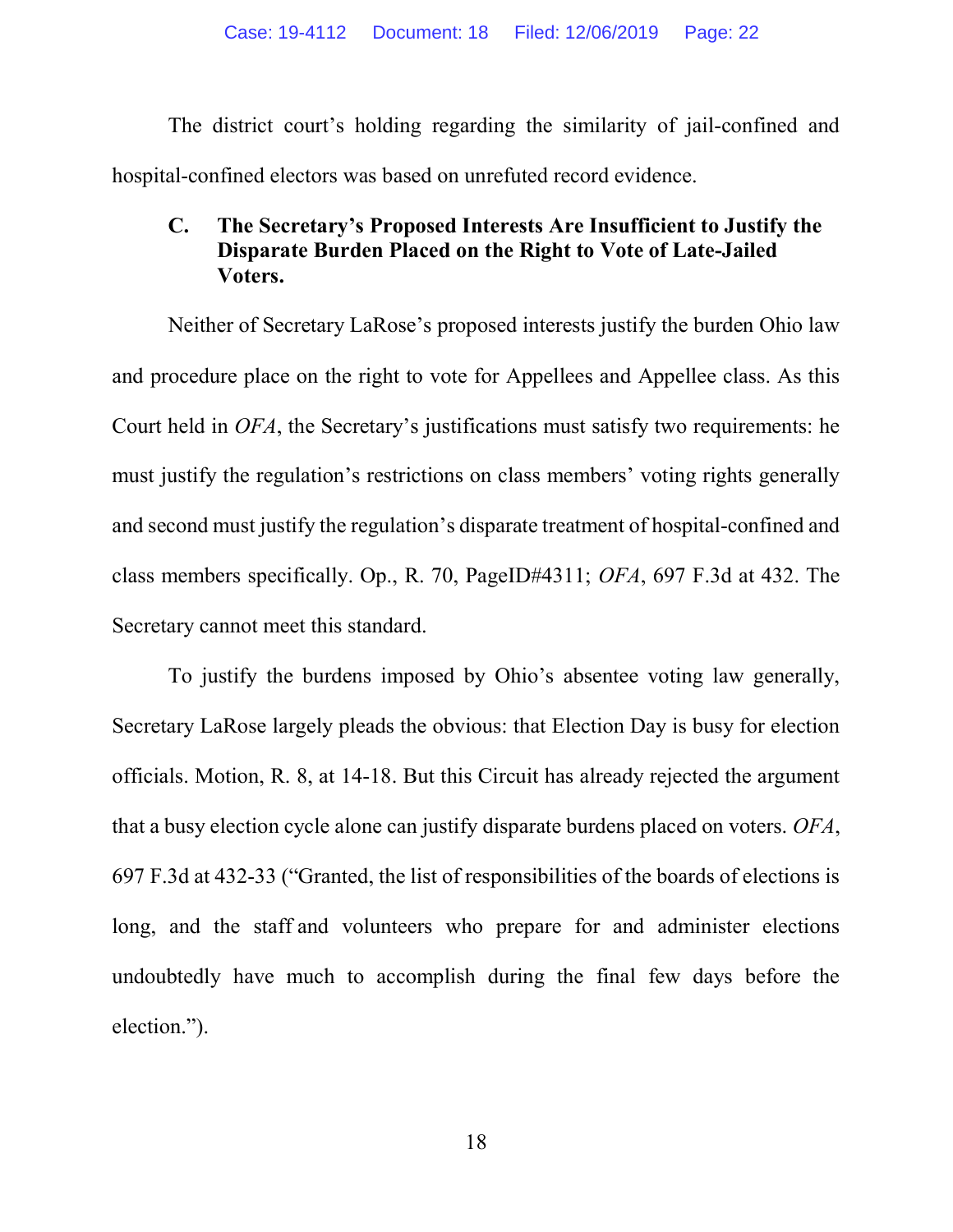The district court's holding regarding the similarity of jail-confined and hospital-confined electors was based on unrefuted record evidence.

### C. The Secretary's Proposed Interests Are Insufficient to Justify the Disparate Burden Placed on the Right to Vote of Late-Jailed Voters.

Neither of Secretary LaRose's proposed interests justify the burden Ohio law and procedure place on the right to vote for Appellees and Appellee class. As this Court held in *OFA*, the Secretary's justifications must satisfy two requirements: he must justify the regulation's restrictions on class members' voting rights generally and second must justify the regulation's disparate treatment of hospital-confined and class members specifically. Op., R. 70, PageID#4311; *OFA*, 697 F.3d at 432. The Secretary cannot meet this standard.

To justify the burdens imposed by Ohio's absentee voting law generally, Secretary LaRose largely pleads the obvious: that Election Day is busy for election officials. Motion, R. 8, at 14-18. But this Circuit has already rejected the argument that a busy election cycle alone can justify disparate burdens placed on voters. *OFA*, 697 F.3d at 432-33 ("Granted, the list of responsibilities of the boards of elections is long, and the staff and volunteers who prepare for and administer elections undoubtedly have much to accomplish during the final few days before the election.").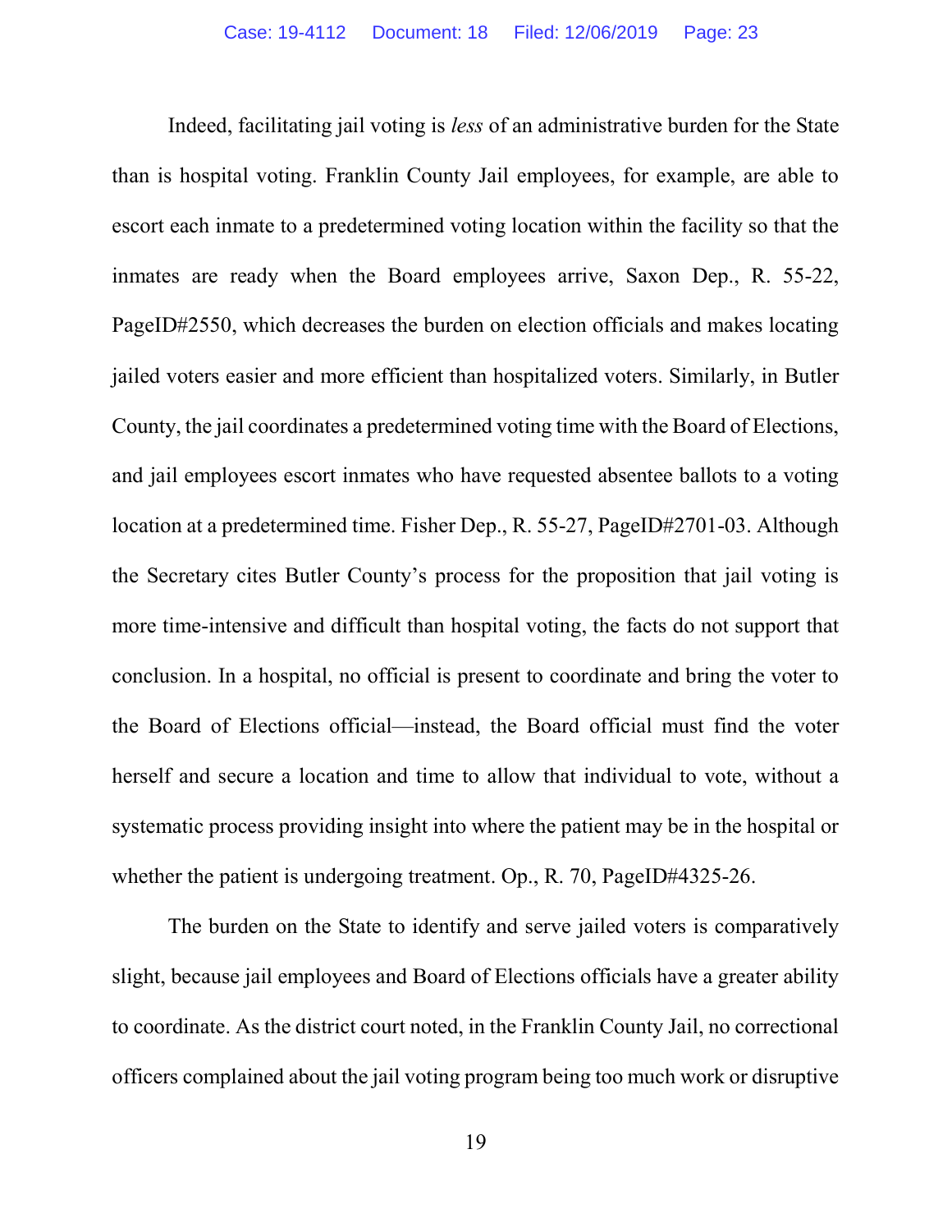Indeed, facilitating jail voting is *less* of an administrative burden for the State than is hospital voting. Franklin County Jail employees, for example, are able to escort each inmate to a predetermined voting location within the facility so that the inmates are ready when the Board employees arrive, Saxon Dep., R. 55-22, PageID#2550, which decreases the burden on election officials and makes locating jailed voters easier and more efficient than hospitalized voters. Similarly, in Butler County, the jail coordinates a predetermined voting time with the Board of Elections, and jail employees escort inmates who have requested absentee ballots to a voting location at a predetermined time. Fisher Dep., R. 55-27, PageID#2701-03. Although the Secretary cites Butler County's process for the proposition that jail voting is more time-intensive and difficult than hospital voting, the facts do not support that conclusion. In a hospital, no official is present to coordinate and bring the voter to the Board of Elections official—instead, the Board official must find the voter herself and secure a location and time to allow that individual to vote, without a systematic process providing insight into where the patient may be in the hospital or whether the patient is undergoing treatment. Op., R. 70, PageID#4325-26.

The burden on the State to identify and serve jailed voters is comparatively slight, because jail employees and Board of Elections officials have a greater ability to coordinate. As the district court noted, in the Franklin County Jail, no correctional officers complained about the jail voting program being too much work or disruptive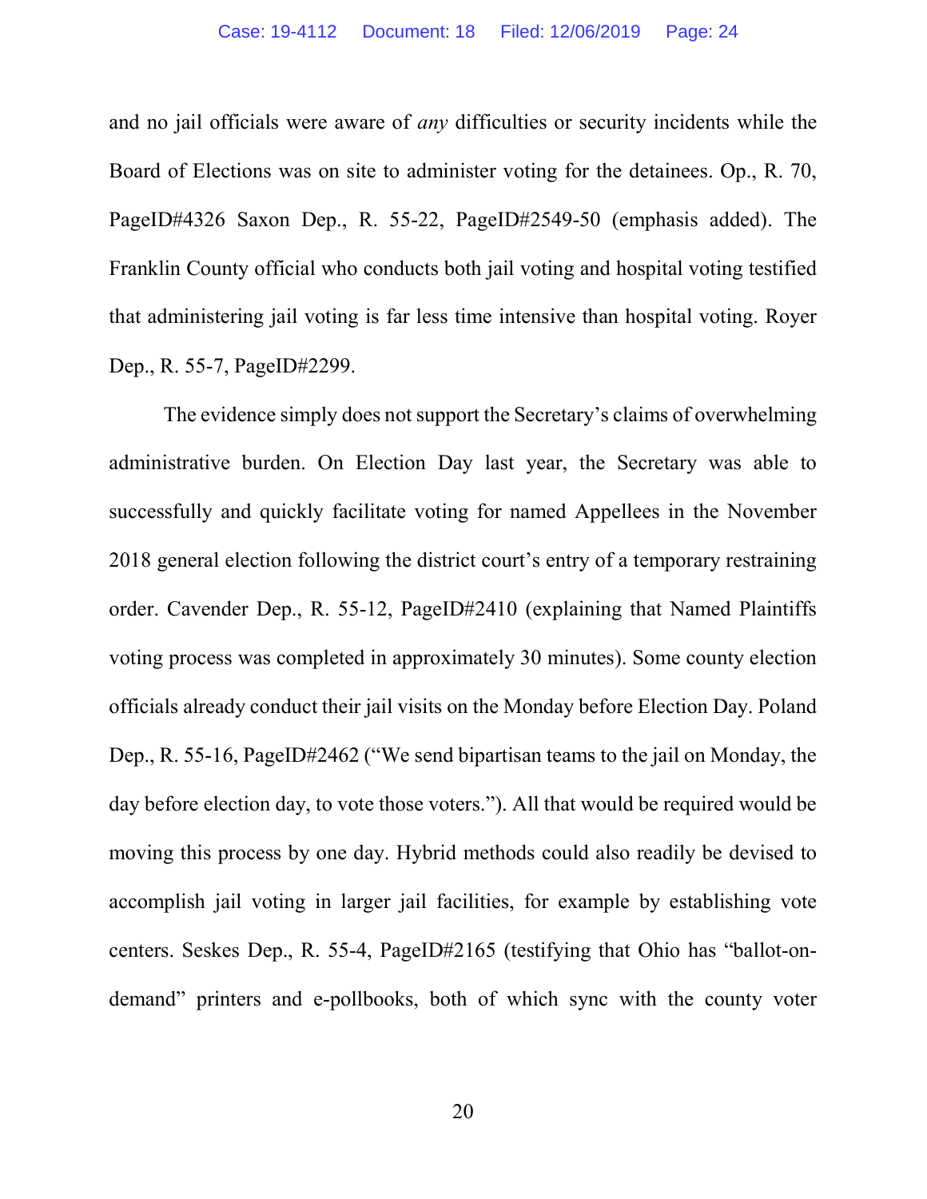and no jail officials were aware of *any* difficulties or security incidents while the Board of Elections was on site to administer voting for the detainees. Op., R. 70, PageID#4326 Saxon Dep., R. 55-22, PageID#2549-50 (emphasis added). The Franklin County official who conducts both jail voting and hospital voting testified that administering jail voting is far less time intensive than hospital voting. Royer Dep., R. 55-7, PageID#2299.

The evidence simply does not support the Secretary's claims of overwhelming administrative burden. On Election Day last year, the Secretary was able to successfully and quickly facilitate voting for named Appellees in the November 2018 general election following the district court's entry of a temporary restraining order. Cavender Dep., R. 55-12, PageID#2410 (explaining that Named Plaintiffs voting process was completed in approximately 30 minutes). Some county election officials already conduct their jail visits on the Monday before Election Day. Poland Dep., R. 55-16, PageID#2462 ("We send bipartisan teams to the jail on Monday, the day before election day, to vote those voters."). All that would be required would be moving this process by one day. Hybrid methods could also readily be devised to accomplish jail voting in larger jail facilities, for example by establishing vote centers. Seskes Dep., R. 55-4, PageID#2165 (testifying that Ohio has "ballot-on-demand" printers and e-pollbooks, both of which sync with the county voter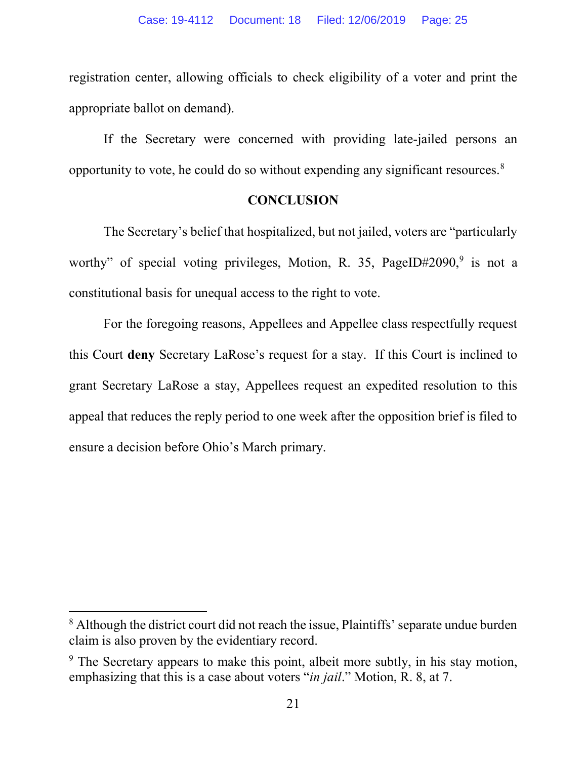registration center, allowing officials to check eligibility of a voter and print the appropriate ballot on demand).

If the Secretary were concerned with providing late-jailed persons an opportunity to vote, he could do so without expending any significant resources.[8]

## CONCLUSION

The Secretary's belief that hospitalized, but not jailed, voters are "particularly worthy" of special voting privileges, Motion, R. 35, PageID#2090,[9] is not a constitutional basis for unequal access to the right to vote.

For the foregoing reasons, Appellees and Appellee class respectfully request this Court **deny** Secretary LaRose's request for a stay. If this Court is inclined to grant Secretary LaRose a stay, Appellees request an expedited resolution to this appeal that reduces the reply period to one week after the opposition brief is filed to ensure a decision before Ohio's March primary.

---

[8] Although the district court did not reach the issue, Plaintiffs' separate undue burden claim is also proven by the evidentiary record.

[9] The Secretary appears to make this point, albeit more subtly, in his stay motion, emphasizing that this is a case about voters "*in jail*." Motion, R. 8, at 7.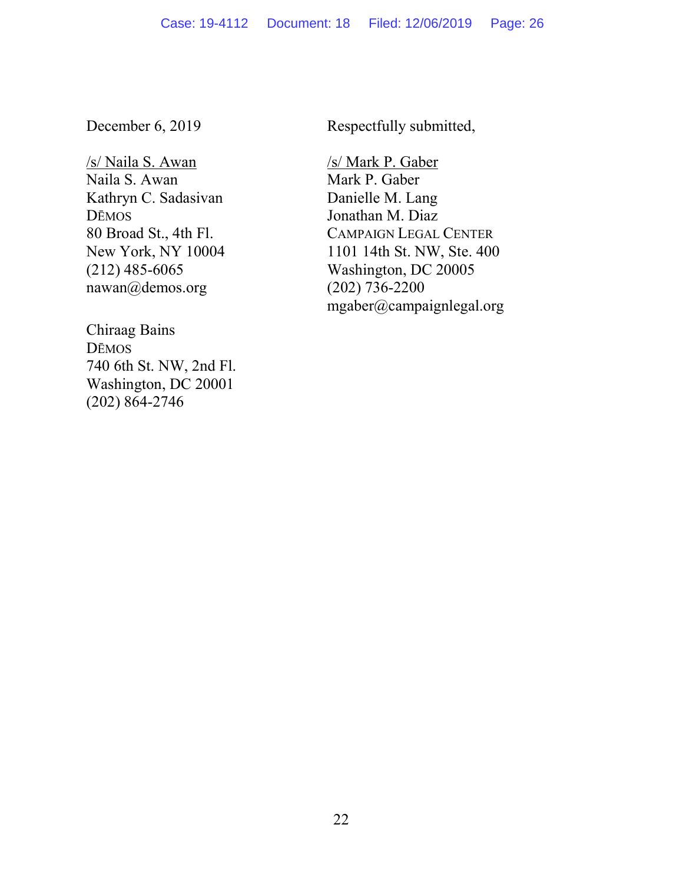December 6, 2019

/s/ Naila S. Awan
Naila S. Awan
Kathryn C. Sadasivan
DĒMOS
80 Broad St., 4th Fl.
New York, NY 10004
(212) 485-6065
nawan@demos.org

Chiraag Bains
DĒMOS
740 6th St. NW, 2nd Fl.
Washington, DC 20001
(202) 864-2746

Respectfully submitted,

/s/ Mark P. Gaber
Mark P. Gaber
Danielle M. Lang
Jonathan M. Diaz
CAMPAIGN LEGAL CENTER
1101 14th St. NW, Ste. 400
Washington, DC 20005
(202) 736-2200
mgaber@campaignlegal.org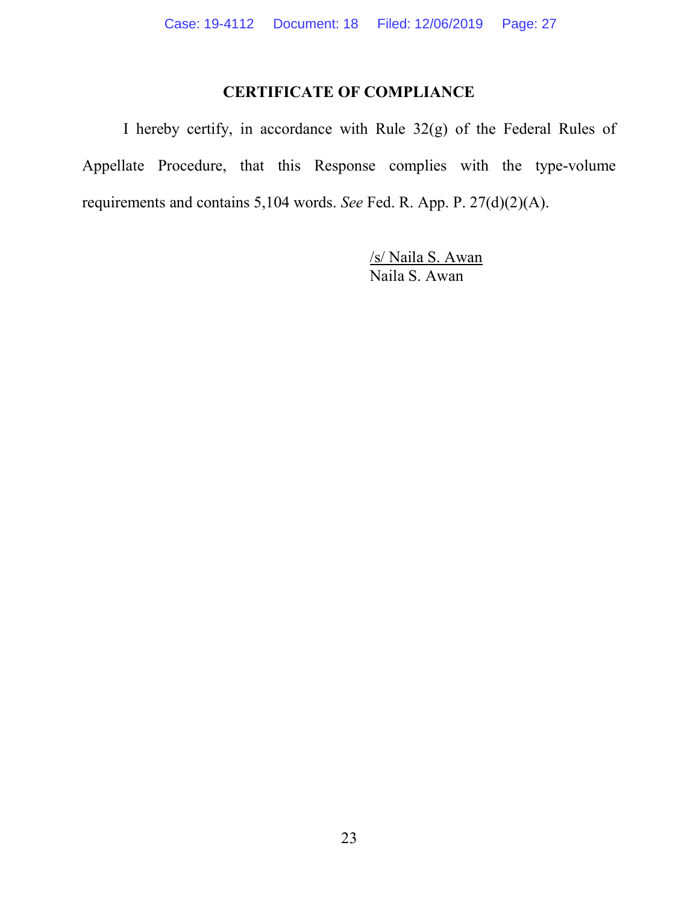## CERTIFICATE OF COMPLIANCE

I hereby certify, in accordance with Rule 32(g) of the Federal Rules of Appellate Procedure, that this Response complies with the type-volume requirements and contains 5,104 words. *See* Fed. R. App. P. 27(d)(2)(A).

/s/ Naila S. Awan
Naila S. Awan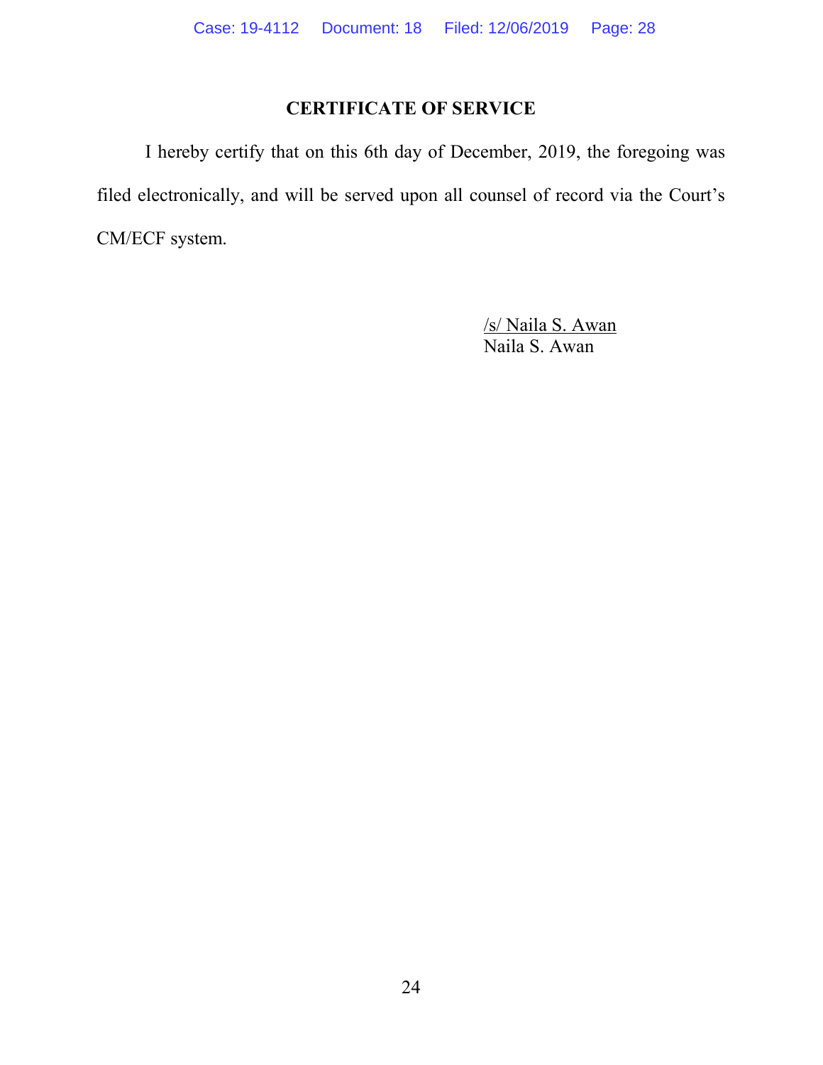## CERTIFICATE OF SERVICE

I hereby certify that on this 6th day of December, 2019, the foregoing was filed electronically, and will be served upon all counsel of record via the Court's CM/ECF system.

/s/ Naila S. Awan
Naila S. Awan